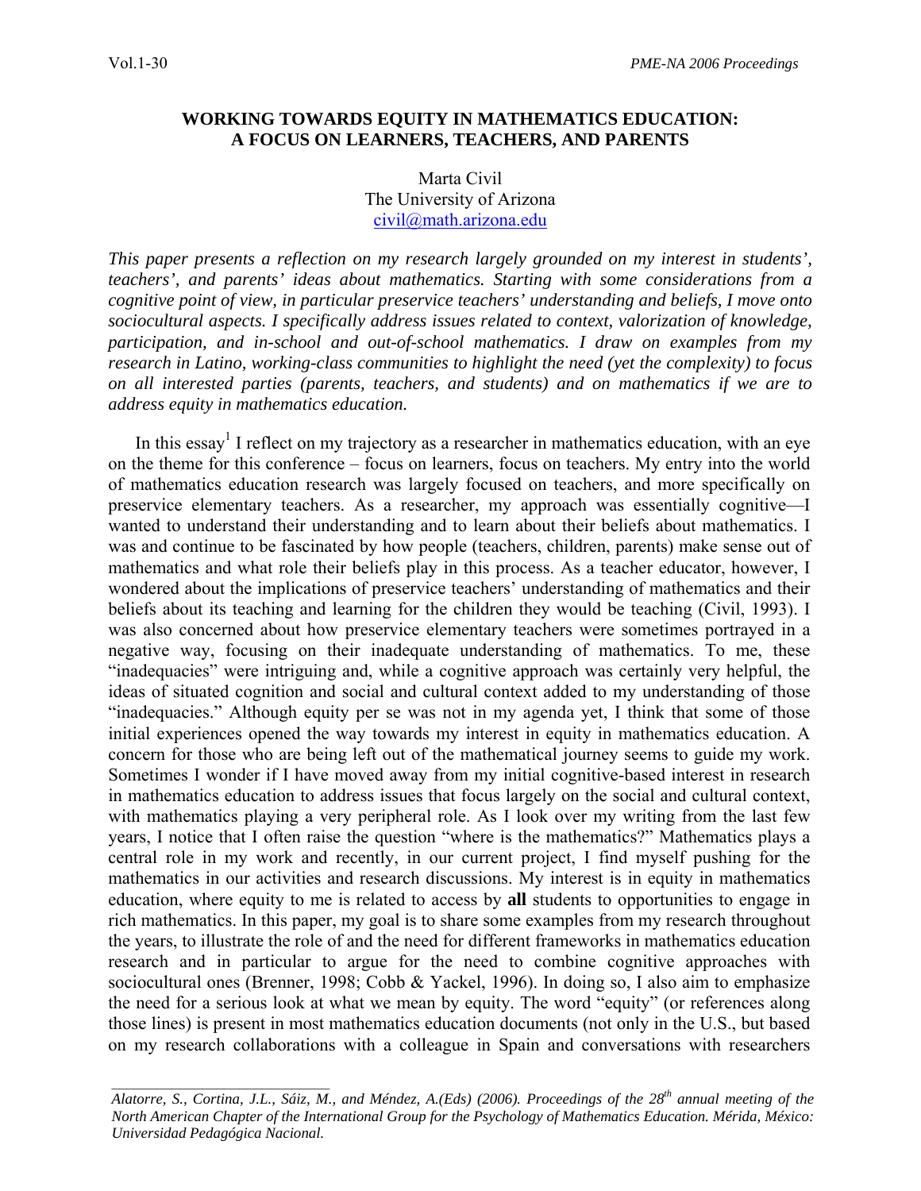# WORKING TOWARDS EQUITY IN MATHEMATICS EDUCATION: A FOCUS ON LEARNERS, TEACHERS, AND PARENTS

Marta Civil
The University of Arizona
civil@math.arizona.edu

*This paper presents a reflection on my research largely grounded on my interest in students', teachers', and parents' ideas about mathematics. Starting with some considerations from a cognitive point of view, in particular preservice teachers' understanding and beliefs, I move onto sociocultural aspects. I specifically address issues related to context, valorization of knowledge, participation, and in-school and out-of-school mathematics. I draw on examples from my research in Latino, working-class communities to highlight the need (yet the complexity) to focus on all interested parties (parents, teachers, and students) and on mathematics if we are to address equity in mathematics education.*

In this essay[1] I reflect on my trajectory as a researcher in mathematics education, with an eye on the theme for this conference – focus on learners, focus on teachers. My entry into the world of mathematics education research was largely focused on teachers, and more specifically on preservice elementary teachers. As a researcher, my approach was essentially cognitive—I wanted to understand their understanding and to learn about their beliefs about mathematics. I was and continue to be fascinated by how people (teachers, children, parents) make sense out of mathematics and what role their beliefs play in this process. As a teacher educator, however, I wondered about the implications of preservice teachers' understanding of mathematics and their beliefs about its teaching and learning for the children they would be teaching (Civil, 1993). I was also concerned about how preservice elementary teachers were sometimes portrayed in a negative way, focusing on their inadequate understanding of mathematics. To me, these "inadequacies" were intriguing and, while a cognitive approach was certainly very helpful, the ideas of situated cognition and social and cultural context added to my understanding of those "inadequacies." Although equity per se was not in my agenda yet, I think that some of those initial experiences opened the way towards my interest in equity in mathematics education. A concern for those who are being left out of the mathematical journey seems to guide my work. Sometimes I wonder if I have moved away from my initial cognitive-based interest in research in mathematics education to address issues that focus largely on the social and cultural context, with mathematics playing a very peripheral role. As I look over my writing from the last few years, I notice that I often raise the question "where is the mathematics?" Mathematics plays a central role in my work and recently, in our current project, I find myself pushing for the mathematics in our activities and research discussions. My interest is in equity in mathematics education, where equity to me is related to access by **all** students to opportunities to engage in rich mathematics. In this paper, my goal is to share some examples from my research throughout the years, to illustrate the role of and the need for different frameworks in mathematics education research and in particular to argue for the need to combine cognitive approaches with sociocultural ones (Brenner, 1998; Cobb & Yackel, 1996). In doing so, I also aim to emphasize the need for a serious look at what we mean by equity. The word "equity" (or references along those lines) is present in most mathematics education documents (not only in the U.S., but based on my research collaborations with a colleague in Spain and conversations with researchers

*Alatorre, S., Cortina, J.L., Sáiz, M., and Méndez, A.(Eds) (2006). Proceedings of the 28th annual meeting of the North American Chapter of the International Group for the Psychology of Mathematics Education. Mérida, México: Universidad Pedagógica Nacional.*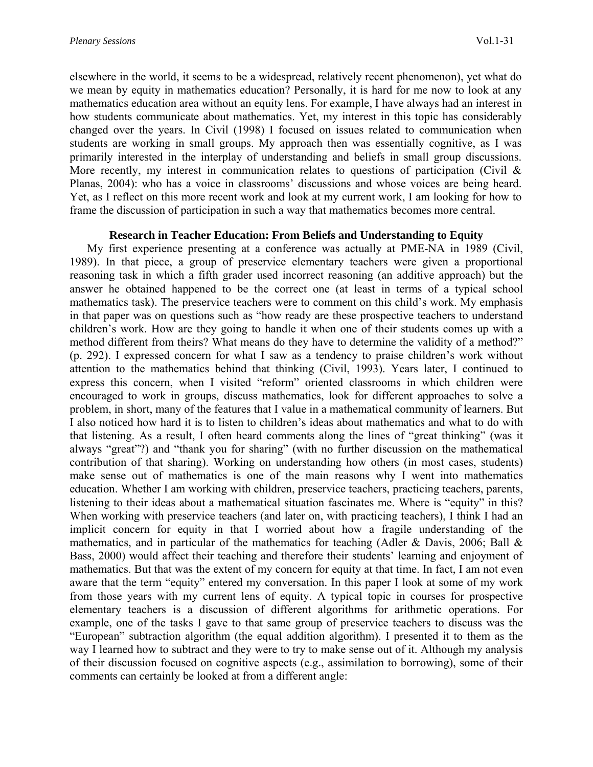elsewhere in the world, it seems to be a widespread, relatively recent phenomenon), yet what do we mean by equity in mathematics education? Personally, it is hard for me now to look at any mathematics education area without an equity lens. For example, I have always had an interest in how students communicate about mathematics. Yet, my interest in this topic has considerably changed over the years. In Civil (1998) I focused on issues related to communication when students are working in small groups. My approach then was essentially cognitive, as I was primarily interested in the interplay of understanding and beliefs in small group discussions. More recently, my interest in communication relates to questions of participation (Civil & Planas, 2004): who has a voice in classrooms' discussions and whose voices are being heard. Yet, as I reflect on this more recent work and look at my current work, I am looking for how to frame the discussion of participation in such a way that mathematics becomes more central.

### Research in Teacher Education: From Beliefs and Understanding to Equity

My first experience presenting at a conference was actually at PME-NA in 1989 (Civil, 1989). In that piece, a group of preservice elementary teachers were given a proportional reasoning task in which a fifth grader used incorrect reasoning (an additive approach) but the answer he obtained happened to be the correct one (at least in terms of a typical school mathematics task). The preservice teachers were to comment on this child's work. My emphasis in that paper was on questions such as "how ready are these prospective teachers to understand children's work. How are they going to handle it when one of their students comes up with a method different from theirs? What means do they have to determine the validity of a method?" (p. 292). I expressed concern for what I saw as a tendency to praise children's work without attention to the mathematics behind that thinking (Civil, 1993). Years later, I continued to express this concern, when I visited "reform" oriented classrooms in which children were encouraged to work in groups, discuss mathematics, look for different approaches to solve a problem, in short, many of the features that I value in a mathematical community of learners. But I also noticed how hard it is to listen to children's ideas about mathematics and what to do with that listening. As a result, I often heard comments along the lines of "great thinking" (was it always "great"?) and "thank you for sharing" (with no further discussion on the mathematical contribution of that sharing). Working on understanding how others (in most cases, students) make sense out of mathematics is one of the main reasons why I went into mathematics education. Whether I am working with children, preservice teachers, practicing teachers, parents, listening to their ideas about a mathematical situation fascinates me. Where is "equity" in this? When working with preservice teachers (and later on, with practicing teachers), I think I had an implicit concern for equity in that I worried about how a fragile understanding of the mathematics, and in particular of the mathematics for teaching (Adler & Davis, 2006; Ball & Bass, 2000) would affect their teaching and therefore their students' learning and enjoyment of mathematics. But that was the extent of my concern for equity at that time. In fact, I am not even aware that the term "equity" entered my conversation. In this paper I look at some of my work from those years with my current lens of equity. A typical topic in courses for prospective elementary teachers is a discussion of different algorithms for arithmetic operations. For example, one of the tasks I gave to that same group of preservice teachers to discuss was the "European" subtraction algorithm (the equal addition algorithm). I presented it to them as the way I learned how to subtract and they were to try to make sense out of it. Although my analysis of their discussion focused on cognitive aspects (e.g., assimilation to borrowing), some of their comments can certainly be looked at from a different angle: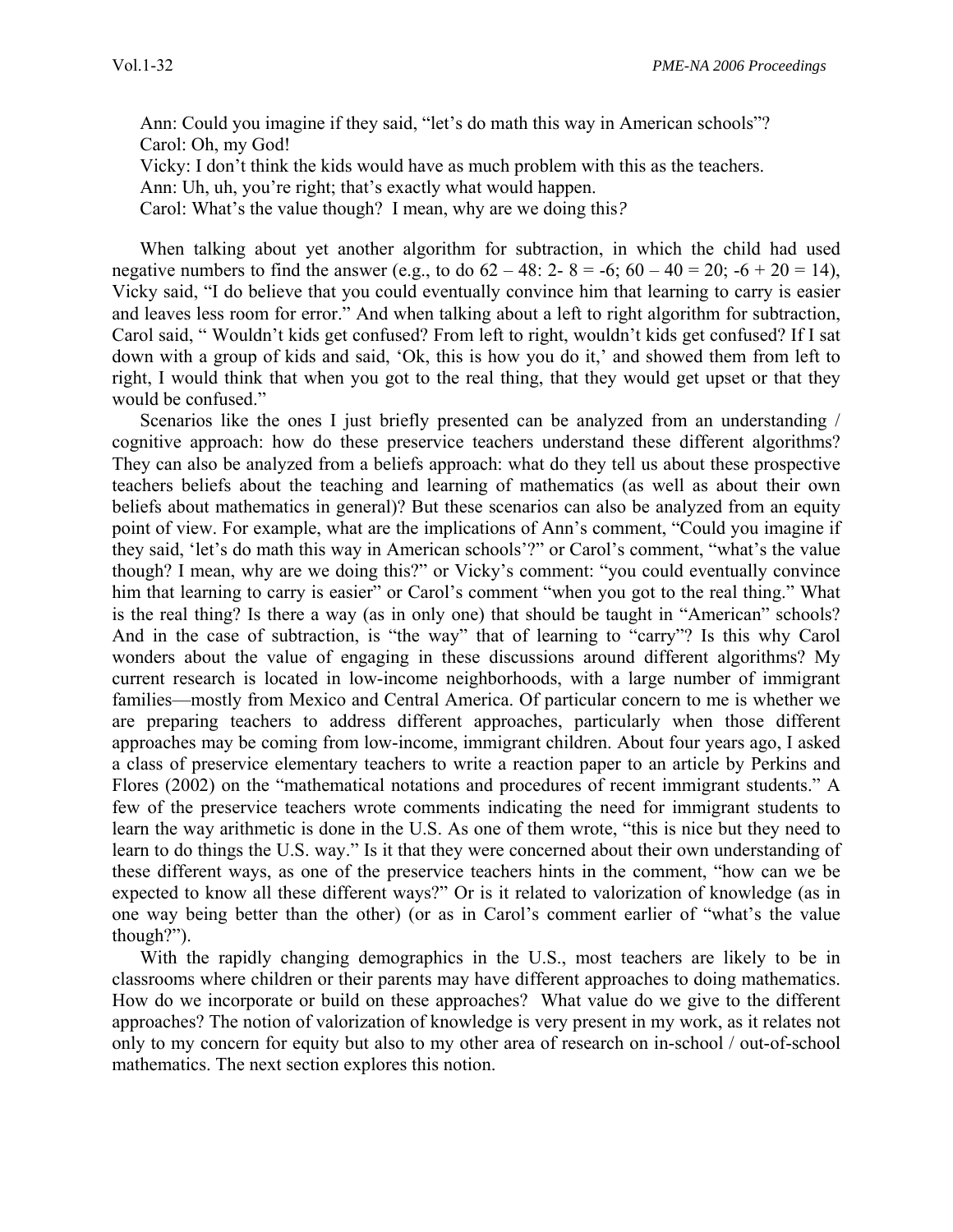Ann: Could you imagine if they said, "let's do math this way in American schools"?
Carol: Oh, my God!
Vicky: I don't think the kids would have as much problem with this as the teachers.
Ann: Uh, uh, you're right; that's exactly what would happen.
Carol: What's the value though? I mean, why are we doing this*?*

When talking about yet another algorithm for subtraction, in which the child had used negative numbers to find the answer (e.g., to do 62 – 48: 2- 8 = -6; 60 – 40 = 20; -6 + 20 = 14), Vicky said, "I do believe that you could eventually convince him that learning to carry is easier and leaves less room for error." And when talking about a left to right algorithm for subtraction, Carol said, " Wouldn't kids get confused? From left to right, wouldn't kids get confused? If I sat down with a group of kids and said, 'Ok, this is how you do it,' and showed them from left to right, I would think that when you got to the real thing, that they would get upset or that they would be confused."

Scenarios like the ones I just briefly presented can be analyzed from an understanding / cognitive approach: how do these preservice teachers understand these different algorithms? They can also be analyzed from a beliefs approach: what do they tell us about these prospective teachers beliefs about the teaching and learning of mathematics (as well as about their own beliefs about mathematics in general)? But these scenarios can also be analyzed from an equity point of view. For example, what are the implications of Ann's comment, "Could you imagine if they said, 'let's do math this way in American schools'?" or Carol's comment, "what's the value though? I mean, why are we doing this?" or Vicky's comment: "you could eventually convince him that learning to carry is easier" or Carol's comment "when you got to the real thing." What is the real thing? Is there a way (as in only one) that should be taught in "American" schools? And in the case of subtraction, is "the way" that of learning to "carry"? Is this why Carol wonders about the value of engaging in these discussions around different algorithms? My current research is located in low-income neighborhoods, with a large number of immigrant families—mostly from Mexico and Central America. Of particular concern to me is whether we are preparing teachers to address different approaches, particularly when those different approaches may be coming from low-income, immigrant children. About four years ago, I asked a class of preservice elementary teachers to write a reaction paper to an article by Perkins and Flores (2002) on the "mathematical notations and procedures of recent immigrant students." A few of the preservice teachers wrote comments indicating the need for immigrant students to learn the way arithmetic is done in the U.S. As one of them wrote, "this is nice but they need to learn to do things the U.S. way." Is it that they were concerned about their own understanding of these different ways, as one of the preservice teachers hints in the comment, "how can we be expected to know all these different ways?" Or is it related to valorization of knowledge (as in one way being better than the other) (or as in Carol's comment earlier of "what's the value though?").

With the rapidly changing demographics in the U.S., most teachers are likely to be in classrooms where children or their parents may have different approaches to doing mathematics. How do we incorporate or build on these approaches? What value do we give to the different approaches? The notion of valorization of knowledge is very present in my work, as it relates not only to my concern for equity but also to my other area of research on in-school / out-of-school mathematics. The next section explores this notion.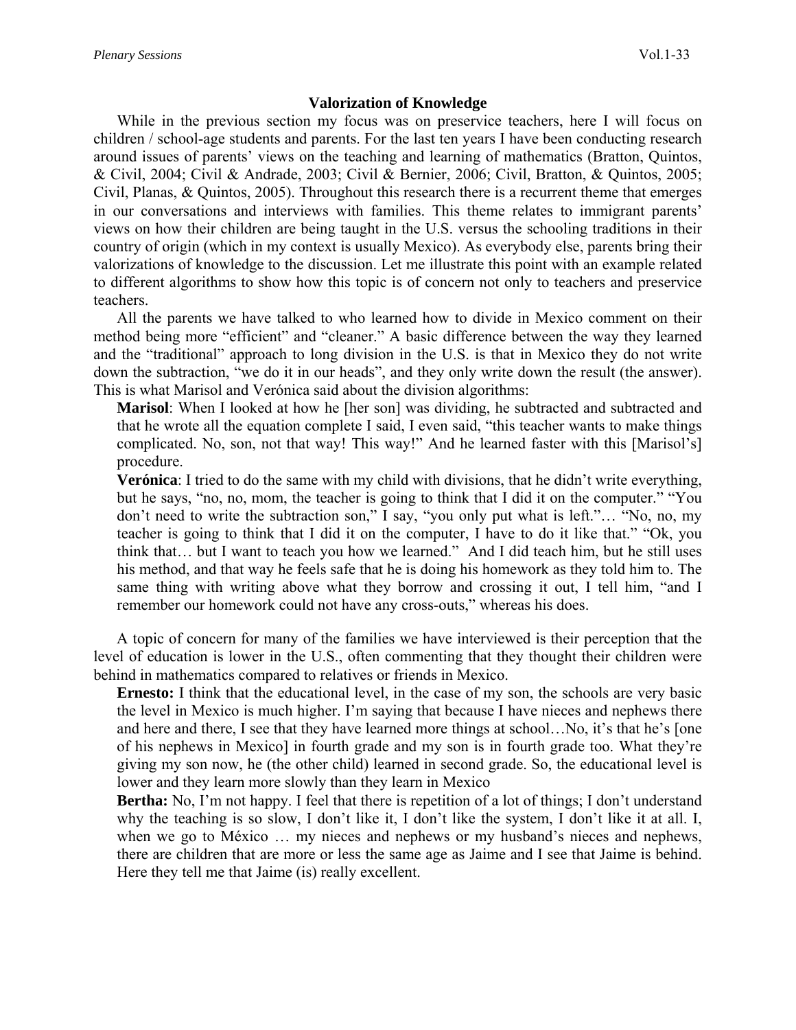### Valorization of Knowledge

While in the previous section my focus was on preservice teachers, here I will focus on children / school-age students and parents. For the last ten years I have been conducting research around issues of parents' views on the teaching and learning of mathematics (Bratton, Quintos, & Civil, 2004; Civil & Andrade, 2003; Civil & Bernier, 2006; Civil, Bratton, & Quintos, 2005; Civil, Planas, & Quintos, 2005). Throughout this research there is a recurrent theme that emerges in our conversations and interviews with families. This theme relates to immigrant parents' views on how their children are being taught in the U.S. versus the schooling traditions in their country of origin (which in my context is usually Mexico). As everybody else, parents bring their valorizations of knowledge to the discussion. Let me illustrate this point with an example related to different algorithms to show how this topic is of concern not only to teachers and preservice teachers.

All the parents we have talked to who learned how to divide in Mexico comment on their method being more "efficient" and "cleaner." A basic difference between the way they learned and the "traditional" approach to long division in the U.S. is that in Mexico they do not write down the subtraction, "we do it in our heads", and they only write down the result (the answer). This is what Marisol and Verónica said about the division algorithms:

> **Marisol**: When I looked at how he [her son] was dividing, he subtracted and subtracted and that he wrote all the equation complete I said, I even said, "this teacher wants to make things complicated. No, son, not that way! This way!" And he learned faster with this [Marisol's] procedure.
>
> **Verónica**: I tried to do the same with my child with divisions, that he didn't write everything, but he says, "no, no, mom, the teacher is going to think that I did it on the computer." "You don't need to write the subtraction son," I say, "you only put what is left."… "No, no, my teacher is going to think that I did it on the computer, I have to do it like that." "Ok, you think that… but I want to teach you how we learned." And I did teach him, but he still uses his method, and that way he feels safe that he is doing his homework as they told him to. The same thing with writing above what they borrow and crossing it out, I tell him, "and I remember our homework could not have any cross-outs," whereas his does.

A topic of concern for many of the families we have interviewed is their perception that the level of education is lower in the U.S., often commenting that they thought their children were behind in mathematics compared to relatives or friends in Mexico.

> **Ernesto:** I think that the educational level, in the case of my son, the schools are very basic the level in Mexico is much higher. I'm saying that because I have nieces and nephews there and here and there, I see that they have learned more things at school…No, it's that he's [one of his nephews in Mexico] in fourth grade and my son is in fourth grade too. What they're giving my son now, he (the other child) learned in second grade. So, the educational level is lower and they learn more slowly than they learn in Mexico
>
> **Bertha:** No, I'm not happy. I feel that there is repetition of a lot of things; I don't understand why the teaching is so slow, I don't like it, I don't like the system, I don't like it at all. I, when we go to México … my nieces and nephews or my husband's nieces and nephews, there are children that are more or less the same age as Jaime and I see that Jaime is behind. Here they tell me that Jaime (is) really excellent.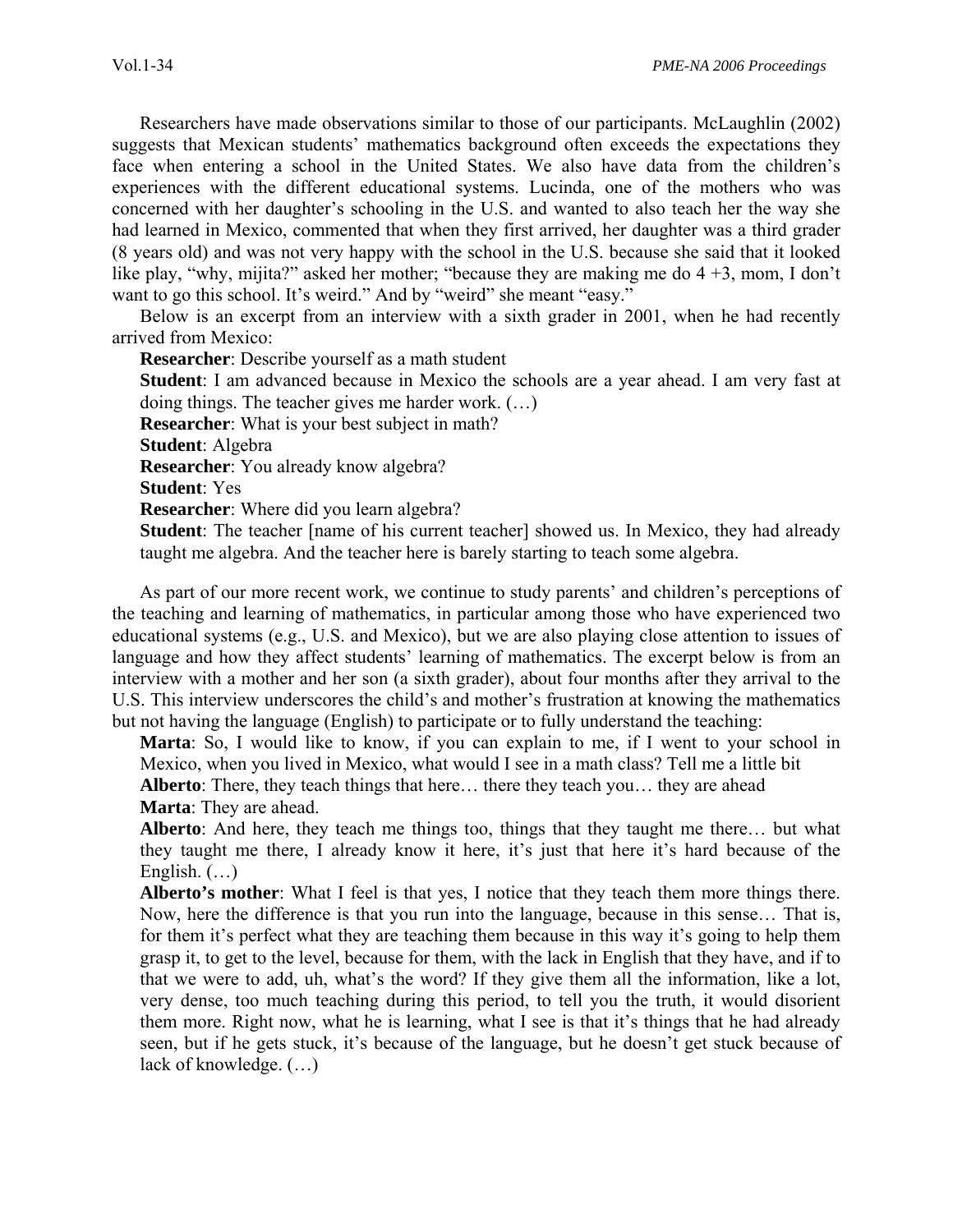Researchers have made observations similar to those of our participants. McLaughlin (2002) suggests that Mexican students' mathematics background often exceeds the expectations they face when entering a school in the United States. We also have data from the children's experiences with the different educational systems. Lucinda, one of the mothers who was concerned with her daughter's schooling in the U.S. and wanted to also teach her the way she had learned in Mexico, commented that when they first arrived, her daughter was a third grader (8 years old) and was not very happy with the school in the U.S. because she said that it looked like play, "why, mijita?" asked her mother; "because they are making me do 4 +3, mom, I don't want to go this school. It's weird." And by "weird" she meant "easy."

Below is an excerpt from an interview with a sixth grader in 2001, when he had recently arrived from Mexico:

**Researcher**: Describe yourself as a math student

**Student**: I am advanced because in Mexico the schools are a year ahead. I am very fast at doing things. The teacher gives me harder work. (…)

**Researcher**: What is your best subject in math?

**Student**: Algebra

**Researcher**: You already know algebra?

**Student**: Yes

**Researcher**: Where did you learn algebra?

**Student**: The teacher [name of his current teacher] showed us. In Mexico, they had already taught me algebra. And the teacher here is barely starting to teach some algebra.

As part of our more recent work, we continue to study parents' and children's perceptions of the teaching and learning of mathematics, in particular among those who have experienced two educational systems (e.g., U.S. and Mexico), but we are also playing close attention to issues of language and how they affect students' learning of mathematics. The excerpt below is from an interview with a mother and her son (a sixth grader), about four months after they arrival to the U.S. This interview underscores the child's and mother's frustration at knowing the mathematics but not having the language (English) to participate or to fully understand the teaching:

**Marta**: So, I would like to know, if you can explain to me, if I went to your school in Mexico, when you lived in Mexico, what would I see in a math class? Tell me a little bit

**Alberto**: There, they teach things that here… there they teach you… they are ahead

**Marta**: They are ahead.

**Alberto**: And here, they teach me things too, things that they taught me there… but what they taught me there, I already know it here, it's just that here it's hard because of the English. (…)

**Alberto's mother**: What I feel is that yes, I notice that they teach them more things there. Now, here the difference is that you run into the language, because in this sense… That is, for them it's perfect what they are teaching them because in this way it's going to help them grasp it, to get to the level, because for them, with the lack in English that they have, and if to that we were to add, uh, what's the word? If they give them all the information, like a lot, very dense, too much teaching during this period, to tell you the truth, it would disorient them more. Right now, what he is learning, what I see is that it's things that he had already seen, but if he gets stuck, it's because of the language, but he doesn't get stuck because of lack of knowledge. (…)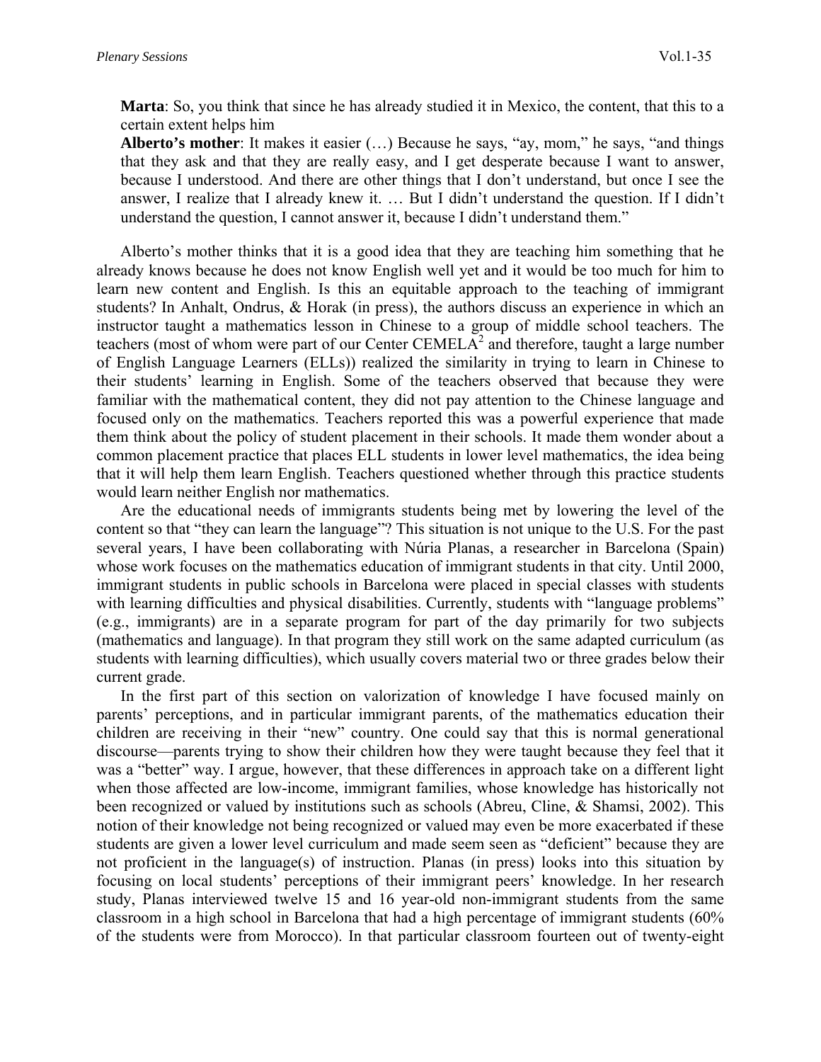**Marta**: So, you think that since he has already studied it in Mexico, the content, that this to a certain extent helps him

**Alberto's mother**: It makes it easier (…) Because he says, "ay, mom," he says, "and things that they ask and that they are really easy, and I get desperate because I want to answer, because I understood. And there are other things that I don't understand, but once I see the answer, I realize that I already knew it. … But I didn't understand the question. If I didn't understand the question, I cannot answer it, because I didn't understand them."

Alberto's mother thinks that it is a good idea that they are teaching him something that he already knows because he does not know English well yet and it would be too much for him to learn new content and English. Is this an equitable approach to the teaching of immigrant students? In Anhalt, Ondrus, & Horak (in press), the authors discuss an experience in which an instructor taught a mathematics lesson in Chinese to a group of middle school teachers. The teachers (most of whom were part of our Center CEMELA[2] and therefore, taught a large number of English Language Learners (ELLs)) realized the similarity in trying to learn in Chinese to their students' learning in English. Some of the teachers observed that because they were familiar with the mathematical content, they did not pay attention to the Chinese language and focused only on the mathematics. Teachers reported this was a powerful experience that made them think about the policy of student placement in their schools. It made them wonder about a common placement practice that places ELL students in lower level mathematics, the idea being that it will help them learn English. Teachers questioned whether through this practice students would learn neither English nor mathematics.

Are the educational needs of immigrants students being met by lowering the level of the content so that "they can learn the language"? This situation is not unique to the U.S. For the past several years, I have been collaborating with Núria Planas, a researcher in Barcelona (Spain) whose work focuses on the mathematics education of immigrant students in that city. Until 2000, immigrant students in public schools in Barcelona were placed in special classes with students with learning difficulties and physical disabilities. Currently, students with "language problems" (e.g., immigrants) are in a separate program for part of the day primarily for two subjects (mathematics and language). In that program they still work on the same adapted curriculum (as students with learning difficulties), which usually covers material two or three grades below their current grade.

In the first part of this section on valorization of knowledge I have focused mainly on parents' perceptions, and in particular immigrant parents, of the mathematics education their children are receiving in their "new" country. One could say that this is normal generational discourse—parents trying to show their children how they were taught because they feel that it was a "better" way. I argue, however, that these differences in approach take on a different light when those affected are low-income, immigrant families, whose knowledge has historically not been recognized or valued by institutions such as schools (Abreu, Cline, & Shamsi, 2002). This notion of their knowledge not being recognized or valued may even be more exacerbated if these students are given a lower level curriculum and made seem seen as "deficient" because they are not proficient in the language(s) of instruction. Planas (in press) looks into this situation by focusing on local students' perceptions of their immigrant peers' knowledge. In her research study, Planas interviewed twelve 15 and 16 year-old non-immigrant students from the same classroom in a high school in Barcelona that had a high percentage of immigrant students (60% of the students were from Morocco). In that particular classroom fourteen out of twenty-eight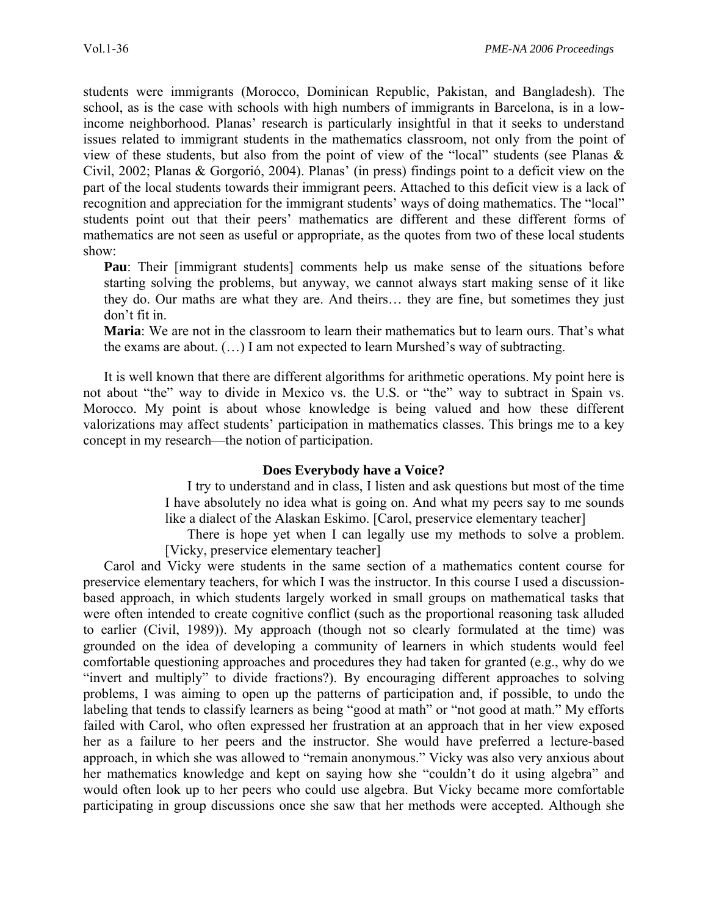students were immigrants (Morocco, Dominican Republic, Pakistan, and Bangladesh). The school, as is the case with schools with high numbers of immigrants in Barcelona, is in a low-income neighborhood. Planas' research is particularly insightful in that it seeks to understand issues related to immigrant students in the mathematics classroom, not only from the point of view of these students, but also from the point of view of the "local" students (see Planas & Civil, 2002; Planas & Gorgorió, 2004). Planas' (in press) findings point to a deficit view on the part of the local students towards their immigrant peers. Attached to this deficit view is a lack of recognition and appreciation for the immigrant students' ways of doing mathematics. The "local" students point out that their peers' mathematics are different and these different forms of mathematics are not seen as useful or appropriate, as the quotes from two of these local students show:

> **Pau**: Their [immigrant students] comments help us make sense of the situations before starting solving the problems, but anyway, we cannot always start making sense of it like they do. Our maths are what they are. And theirs… they are fine, but sometimes they just don't fit in.
>
> **Maria**: We are not in the classroom to learn their mathematics but to learn ours. That's what the exams are about. (…) I am not expected to learn Murshed's way of subtracting.

It is well known that there are different algorithms for arithmetic operations. My point here is not about "the" way to divide in Mexico vs. the U.S. or "the" way to subtract in Spain vs. Morocco. My point is about whose knowledge is being valued and how these different valorizations may affect students' participation in mathematics classes. This brings me to a key concept in my research—the notion of participation.

### Does Everybody have a Voice?

> I try to understand and in class, I listen and ask questions but most of the time I have absolutely no idea what is going on. And what my peers say to me sounds like a dialect of the Alaskan Eskimo. [Carol, preservice elementary teacher]
>
> There is hope yet when I can legally use my methods to solve a problem. [Vicky, preservice elementary teacher]

Carol and Vicky were students in the same section of a mathematics content course for preservice elementary teachers, for which I was the instructor. In this course I used a discussion-based approach, in which students largely worked in small groups on mathematical tasks that were often intended to create cognitive conflict (such as the proportional reasoning task alluded to earlier (Civil, 1989)). My approach (though not so clearly formulated at the time) was grounded on the idea of developing a community of learners in which students would feel comfortable questioning approaches and procedures they had taken for granted (e.g., why do we "invert and multiply" to divide fractions?). By encouraging different approaches to solving problems, I was aiming to open up the patterns of participation and, if possible, to undo the labeling that tends to classify learners as being "good at math" or "not good at math." My efforts failed with Carol, who often expressed her frustration at an approach that in her view exposed her as a failure to her peers and the instructor. She would have preferred a lecture-based approach, in which she was allowed to "remain anonymous." Vicky was also very anxious about her mathematics knowledge and kept on saying how she "couldn't do it using algebra" and would often look up to her peers who could use algebra. But Vicky became more comfortable participating in group discussions once she saw that her methods were accepted. Although she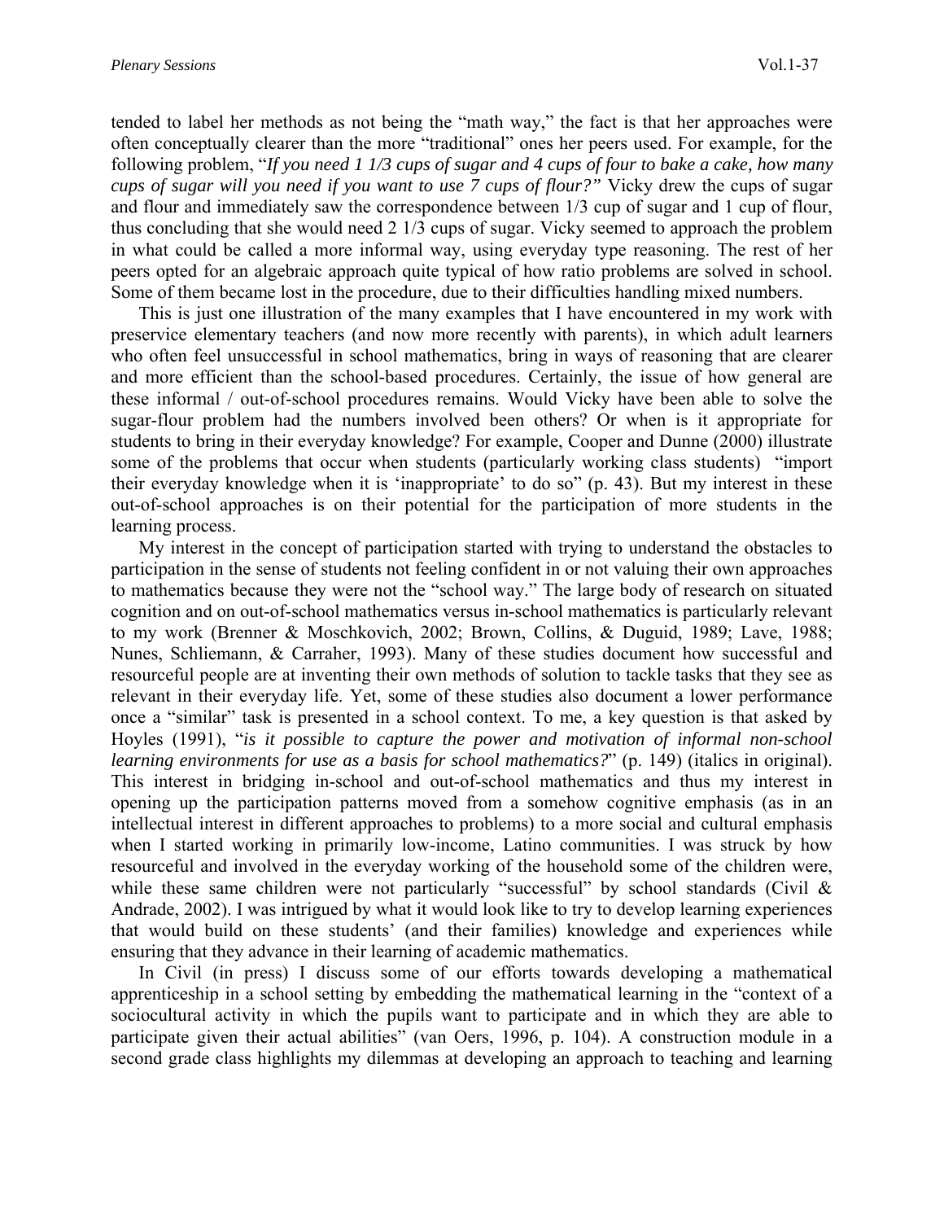tended to label her methods as not being the "math way," the fact is that her approaches were often conceptually clearer than the more "traditional" ones her peers used. For example, for the following problem, "*If you need 1 1/3 cups of sugar and 4 cups of four to bake a cake, how many cups of sugar will you need if you want to use 7 cups of flour?"* Vicky drew the cups of sugar and flour and immediately saw the correspondence between 1/3 cup of sugar and 1 cup of flour, thus concluding that she would need 2 1/3 cups of sugar. Vicky seemed to approach the problem in what could be called a more informal way, using everyday type reasoning. The rest of her peers opted for an algebraic approach quite typical of how ratio problems are solved in school. Some of them became lost in the procedure, due to their difficulties handling mixed numbers.

This is just one illustration of the many examples that I have encountered in my work with preservice elementary teachers (and now more recently with parents), in which adult learners who often feel unsuccessful in school mathematics, bring in ways of reasoning that are clearer and more efficient than the school-based procedures. Certainly, the issue of how general are these informal / out-of-school procedures remains. Would Vicky have been able to solve the sugar-flour problem had the numbers involved been others? Or when is it appropriate for students to bring in their everyday knowledge? For example, Cooper and Dunne (2000) illustrate some of the problems that occur when students (particularly working class students) "import their everyday knowledge when it is 'inappropriate' to do so" (p. 43). But my interest in these out-of-school approaches is on their potential for the participation of more students in the learning process.

My interest in the concept of participation started with trying to understand the obstacles to participation in the sense of students not feeling confident in or not valuing their own approaches to mathematics because they were not the "school way." The large body of research on situated cognition and on out-of-school mathematics versus in-school mathematics is particularly relevant to my work (Brenner & Moschkovich, 2002; Brown, Collins, & Duguid, 1989; Lave, 1988; Nunes, Schliemann, & Carraher, 1993). Many of these studies document how successful and resourceful people are at inventing their own methods of solution to tackle tasks that they see as relevant in their everyday life. Yet, some of these studies also document a lower performance once a "similar" task is presented in a school context. To me, a key question is that asked by Hoyles (1991), "*is it possible to capture the power and motivation of informal non-school learning environments for use as a basis for school mathematics?*" (p. 149) (italics in original). This interest in bridging in-school and out-of-school mathematics and thus my interest in opening up the participation patterns moved from a somehow cognitive emphasis (as in an intellectual interest in different approaches to problems) to a more social and cultural emphasis when I started working in primarily low-income, Latino communities. I was struck by how resourceful and involved in the everyday working of the household some of the children were, while these same children were not particularly "successful" by school standards (Civil & Andrade, 2002). I was intrigued by what it would look like to try to develop learning experiences that would build on these students' (and their families) knowledge and experiences while ensuring that they advance in their learning of academic mathematics.

In Civil (in press) I discuss some of our efforts towards developing a mathematical apprenticeship in a school setting by embedding the mathematical learning in the "context of a sociocultural activity in which the pupils want to participate and in which they are able to participate given their actual abilities" (van Oers, 1996, p. 104). A construction module in a second grade class highlights my dilemmas at developing an approach to teaching and learning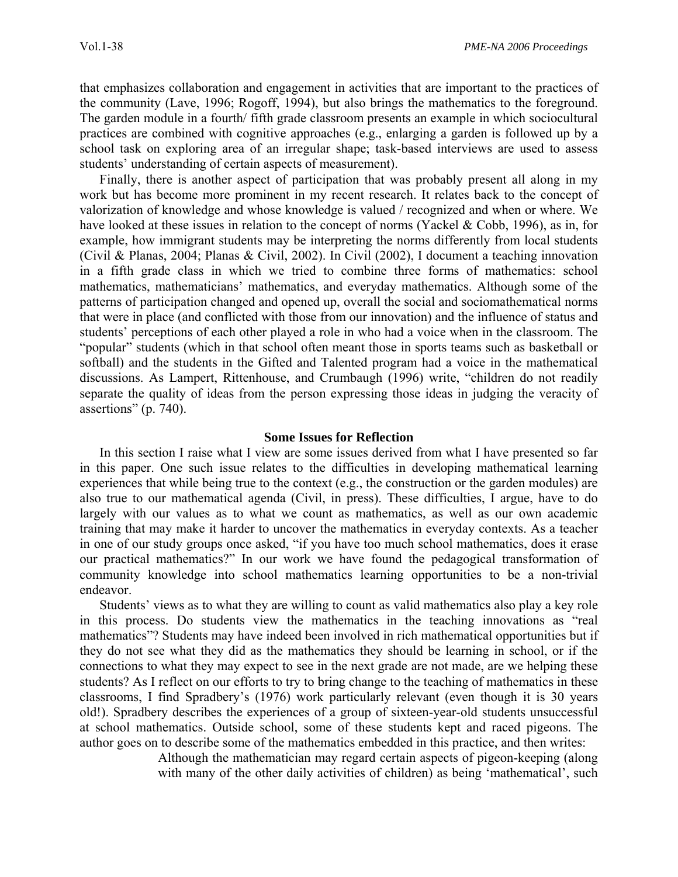that emphasizes collaboration and engagement in activities that are important to the practices of the community (Lave, 1996; Rogoff, 1994), but also brings the mathematics to the foreground. The garden module in a fourth/ fifth grade classroom presents an example in which sociocultural practices are combined with cognitive approaches (e.g., enlarging a garden is followed up by a school task on exploring area of an irregular shape; task-based interviews are used to assess students' understanding of certain aspects of measurement).

Finally, there is another aspect of participation that was probably present all along in my work but has become more prominent in my recent research. It relates back to the concept of valorization of knowledge and whose knowledge is valued / recognized and when or where. We have looked at these issues in relation to the concept of norms (Yackel & Cobb, 1996), as in, for example, how immigrant students may be interpreting the norms differently from local students (Civil & Planas, 2004; Planas & Civil, 2002). In Civil (2002), I document a teaching innovation in a fifth grade class in which we tried to combine three forms of mathematics: school mathematics, mathematicians' mathematics, and everyday mathematics. Although some of the patterns of participation changed and opened up, overall the social and sociomathematical norms that were in place (and conflicted with those from our innovation) and the influence of status and students' perceptions of each other played a role in who had a voice when in the classroom. The "popular" students (which in that school often meant those in sports teams such as basketball or softball) and the students in the Gifted and Talented program had a voice in the mathematical discussions. As Lampert, Rittenhouse, and Crumbaugh (1996) write, "children do not readily separate the quality of ideas from the person expressing those ideas in judging the veracity of assertions" (p. 740).

## Some Issues for Reflection

In this section I raise what I view are some issues derived from what I have presented so far in this paper. One such issue relates to the difficulties in developing mathematical learning experiences that while being true to the context (e.g., the construction or the garden modules) are also true to our mathematical agenda (Civil, in press). These difficulties, I argue, have to do largely with our values as to what we count as mathematics, as well as our own academic training that may make it harder to uncover the mathematics in everyday contexts. As a teacher in one of our study groups once asked, "if you have too much school mathematics, does it erase our practical mathematics?" In our work we have found the pedagogical transformation of community knowledge into school mathematics learning opportunities to be a non-trivial endeavor.

Students' views as to what they are willing to count as valid mathematics also play a key role in this process. Do students view the mathematics in the teaching innovations as "real mathematics"? Students may have indeed been involved in rich mathematical opportunities but if they do not see what they did as the mathematics they should be learning in school, or if the connections to what they may expect to see in the next grade are not made, are we helping these students? As I reflect on our efforts to try to bring change to the teaching of mathematics in these classrooms, I find Spradbery's (1976) work particularly relevant (even though it is 30 years old!). Spradbery describes the experiences of a group of sixteen-year-old students unsuccessful at school mathematics. Outside school, some of these students kept and raced pigeons. The author goes on to describe some of the mathematics embedded in this practice, and then writes:

> Although the mathematician may regard certain aspects of pigeon-keeping (along with many of the other daily activities of children) as being 'mathematical', such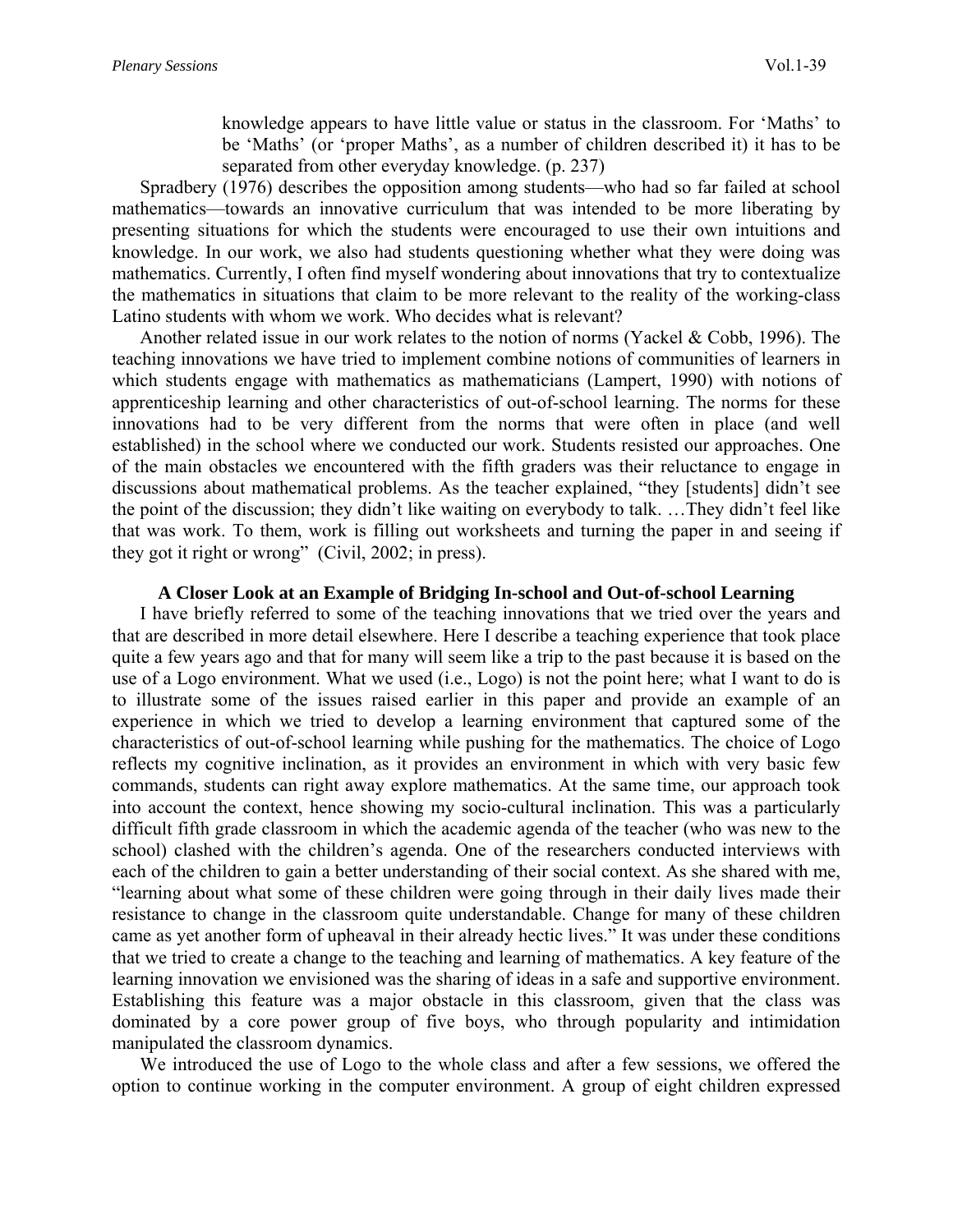> knowledge appears to have little value or status in the classroom. For 'Maths' to be 'Maths' (or 'proper Maths', as a number of children described it) it has to be separated from other everyday knowledge. (p. 237)

Spradbery (1976) describes the opposition among students—who had so far failed at school mathematics—towards an innovative curriculum that was intended to be more liberating by presenting situations for which the students were encouraged to use their own intuitions and knowledge. In our work, we also had students questioning whether what they were doing was mathematics. Currently, I often find myself wondering about innovations that try to contextualize the mathematics in situations that claim to be more relevant to the reality of the working-class Latino students with whom we work. Who decides what is relevant?

Another related issue in our work relates to the notion of norms (Yackel & Cobb, 1996). The teaching innovations we have tried to implement combine notions of communities of learners in which students engage with mathematics as mathematicians (Lampert, 1990) with notions of apprenticeship learning and other characteristics of out-of-school learning. The norms for these innovations had to be very different from the norms that were often in place (and well established) in the school where we conducted our work. Students resisted our approaches. One of the main obstacles we encountered with the fifth graders was their reluctance to engage in discussions about mathematical problems. As the teacher explained, "they [students] didn't see the point of the discussion; they didn't like waiting on everybody to talk. …They didn't feel like that was work. To them, work is filling out worksheets and turning the paper in and seeing if they got it right or wrong" (Civil, 2002; in press).

## A Closer Look at an Example of Bridging In-school and Out-of-school Learning

I have briefly referred to some of the teaching innovations that we tried over the years and that are described in more detail elsewhere. Here I describe a teaching experience that took place quite a few years ago and that for many will seem like a trip to the past because it is based on the use of a Logo environment. What we used (i.e., Logo) is not the point here; what I want to do is to illustrate some of the issues raised earlier in this paper and provide an example of an experience in which we tried to develop a learning environment that captured some of the characteristics of out-of-school learning while pushing for the mathematics. The choice of Logo reflects my cognitive inclination, as it provides an environment in which with very basic few commands, students can right away explore mathematics. At the same time, our approach took into account the context, hence showing my socio-cultural inclination. This was a particularly difficult fifth grade classroom in which the academic agenda of the teacher (who was new to the school) clashed with the children's agenda. One of the researchers conducted interviews with each of the children to gain a better understanding of their social context. As she shared with me, "learning about what some of these children were going through in their daily lives made their resistance to change in the classroom quite understandable. Change for many of these children came as yet another form of upheaval in their already hectic lives." It was under these conditions that we tried to create a change to the teaching and learning of mathematics. A key feature of the learning innovation we envisioned was the sharing of ideas in a safe and supportive environment. Establishing this feature was a major obstacle in this classroom, given that the class was dominated by a core power group of five boys, who through popularity and intimidation manipulated the classroom dynamics.

We introduced the use of Logo to the whole class and after a few sessions, we offered the option to continue working in the computer environment. A group of eight children expressed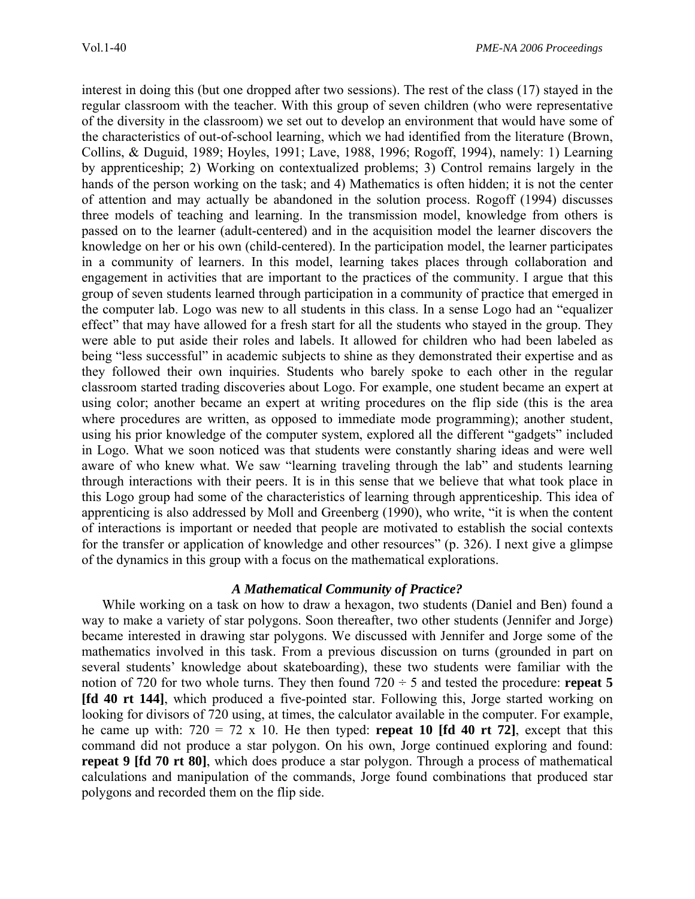interest in doing this (but one dropped after two sessions). The rest of the class (17) stayed in the regular classroom with the teacher. With this group of seven children (who were representative of the diversity in the classroom) we set out to develop an environment that would have some of the characteristics of out-of-school learning, which we had identified from the literature (Brown, Collins, & Duguid, 1989; Hoyles, 1991; Lave, 1988, 1996; Rogoff, 1994), namely: 1) Learning by apprenticeship; 2) Working on contextualized problems; 3) Control remains largely in the hands of the person working on the task; and 4) Mathematics is often hidden; it is not the center of attention and may actually be abandoned in the solution process. Rogoff (1994) discusses three models of teaching and learning. In the transmission model, knowledge from others is passed on to the learner (adult-centered) and in the acquisition model the learner discovers the knowledge on her or his own (child-centered). In the participation model, the learner participates in a community of learners. In this model, learning takes places through collaboration and engagement in activities that are important to the practices of the community. I argue that this group of seven students learned through participation in a community of practice that emerged in the computer lab. Logo was new to all students in this class. In a sense Logo had an "equalizer effect" that may have allowed for a fresh start for all the students who stayed in the group. They were able to put aside their roles and labels. It allowed for children who had been labeled as being "less successful" in academic subjects to shine as they demonstrated their expertise and as they followed their own inquiries. Students who barely spoke to each other in the regular classroom started trading discoveries about Logo. For example, one student became an expert at using color; another became an expert at writing procedures on the flip side (this is the area where procedures are written, as opposed to immediate mode programming); another student, using his prior knowledge of the computer system, explored all the different "gadgets" included in Logo. What we soon noticed was that students were constantly sharing ideas and were well aware of who knew what. We saw "learning traveling through the lab" and students learning through interactions with their peers. It is in this sense that we believe that what took place in this Logo group had some of the characteristics of learning through apprenticeship. This idea of apprenticing is also addressed by Moll and Greenberg (1990), who write, "it is when the content of interactions is important or needed that people are motivated to establish the social contexts for the transfer or application of knowledge and other resources" (p. 326). I next give a glimpse of the dynamics in this group with a focus on the mathematical explorations.

### *A Mathematical Community of Practice?*

While working on a task on how to draw a hexagon, two students (Daniel and Ben) found a way to make a variety of star polygons. Soon thereafter, two other students (Jennifer and Jorge) became interested in drawing star polygons. We discussed with Jennifer and Jorge some of the mathematics involved in this task. From a previous discussion on turns (grounded in part on several students' knowledge about skateboarding), these two students were familiar with the notion of 720 for two whole turns. They then found $720 \div 5$ and tested the procedure: **repeat 5 [fd 40 rt 144]**, which produced a five-pointed star. Following this, Jorge started working on looking for divisors of 720 using, at times, the calculator available in the computer. For example, he came up with: $720 = 72 \times 10$. He then typed: **repeat 10 [fd 40 rt 72]**, except that this command did not produce a star polygon. On his own, Jorge continued exploring and found: **repeat 9 [fd 70 rt 80]**, which does produce a star polygon. Through a process of mathematical calculations and manipulation of the commands, Jorge found combinations that produced star polygons and recorded them on the flip side.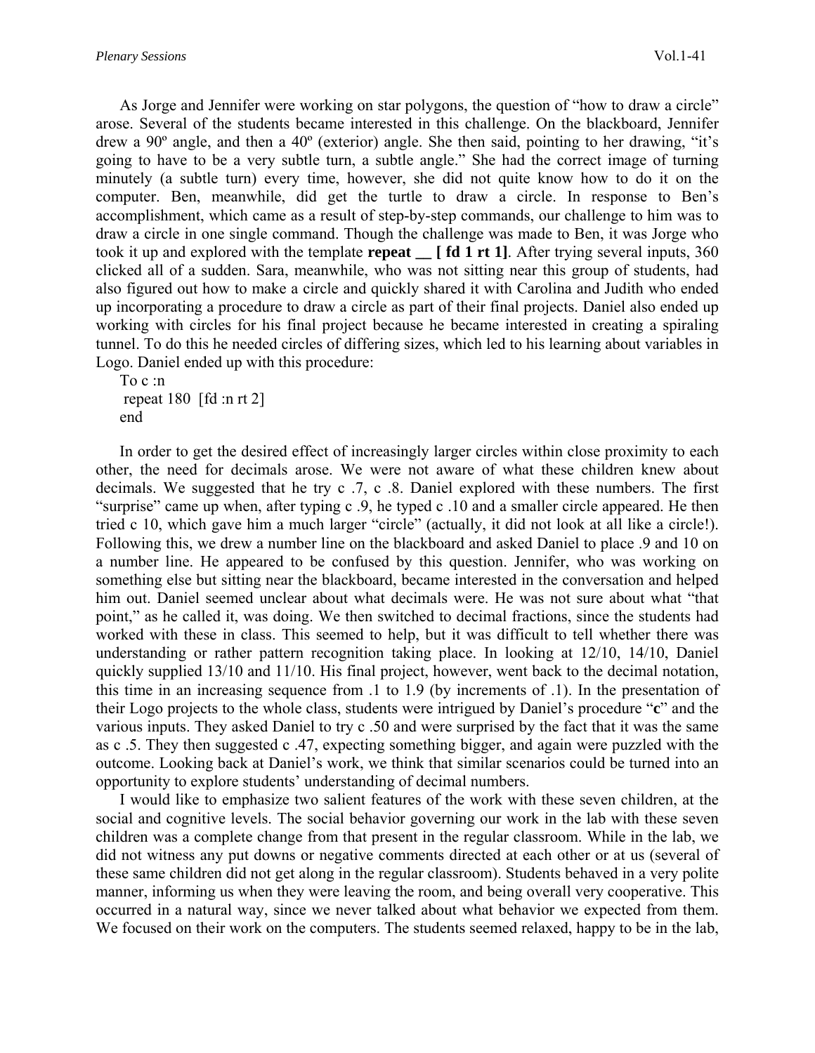As Jorge and Jennifer were working on star polygons, the question of "how to draw a circle" arose. Several of the students became interested in this challenge. On the blackboard, Jennifer drew a 90º angle, and then a 40º (exterior) angle. She then said, pointing to her drawing, "it's going to have to be a very subtle turn, a subtle angle." She had the correct image of turning minutely (a subtle turn) every time, however, she did not quite know how to do it on the computer. Ben, meanwhile, did get the turtle to draw a circle. In response to Ben's accomplishment, which came as a result of step-by-step commands, our challenge to him was to draw a circle in one single command. Though the challenge was made to Ben, it was Jorge who took it up and explored with the template **repeat __ [ fd 1 rt 1]**. After trying several inputs, 360 clicked all of a sudden. Sara, meanwhile, who was not sitting near this group of students, had also figured out how to make a circle and quickly shared it with Carolina and Judith who ended up incorporating a procedure to draw a circle as part of their final projects. Daniel also ended up working with circles for his final project because he became interested in creating a spiraling tunnel. To do this he needed circles of differing sizes, which led to his learning about variables in Logo. Daniel ended up with this procedure:

```
To c :n
 repeat 180  [fd :n rt 2]
end
```

In order to get the desired effect of increasingly larger circles within close proximity to each other, the need for decimals arose. We were not aware of what these children knew about decimals. We suggested that he try c .7, c .8. Daniel explored with these numbers. The first "surprise" came up when, after typing c .9, he typed c .10 and a smaller circle appeared. He then tried c 10, which gave him a much larger "circle" (actually, it did not look at all like a circle!). Following this, we drew a number line on the blackboard and asked Daniel to place .9 and 10 on a number line. He appeared to be confused by this question. Jennifer, who was working on something else but sitting near the blackboard, became interested in the conversation and helped him out. Daniel seemed unclear about what decimals were. He was not sure about what "that point," as he called it, was doing. We then switched to decimal fractions, since the students had worked with these in class. This seemed to help, but it was difficult to tell whether there was understanding or rather pattern recognition taking place. In looking at 12/10, 14/10, Daniel quickly supplied 13/10 and 11/10. His final project, however, went back to the decimal notation, this time in an increasing sequence from .1 to 1.9 (by increments of .1). In the presentation of their Logo projects to the whole class, students were intrigued by Daniel's procedure "**c**" and the various inputs. They asked Daniel to try c .50 and were surprised by the fact that it was the same as c .5. They then suggested c .47, expecting something bigger, and again were puzzled with the outcome. Looking back at Daniel's work, we think that similar scenarios could be turned into an opportunity to explore students' understanding of decimal numbers.

I would like to emphasize two salient features of the work with these seven children, at the social and cognitive levels. The social behavior governing our work in the lab with these seven children was a complete change from that present in the regular classroom. While in the lab, we did not witness any put downs or negative comments directed at each other or at us (several of these same children did not get along in the regular classroom). Students behaved in a very polite manner, informing us when they were leaving the room, and being overall very cooperative. This occurred in a natural way, since we never talked about what behavior we expected from them. We focused on their work on the computers. The students seemed relaxed, happy to be in the lab,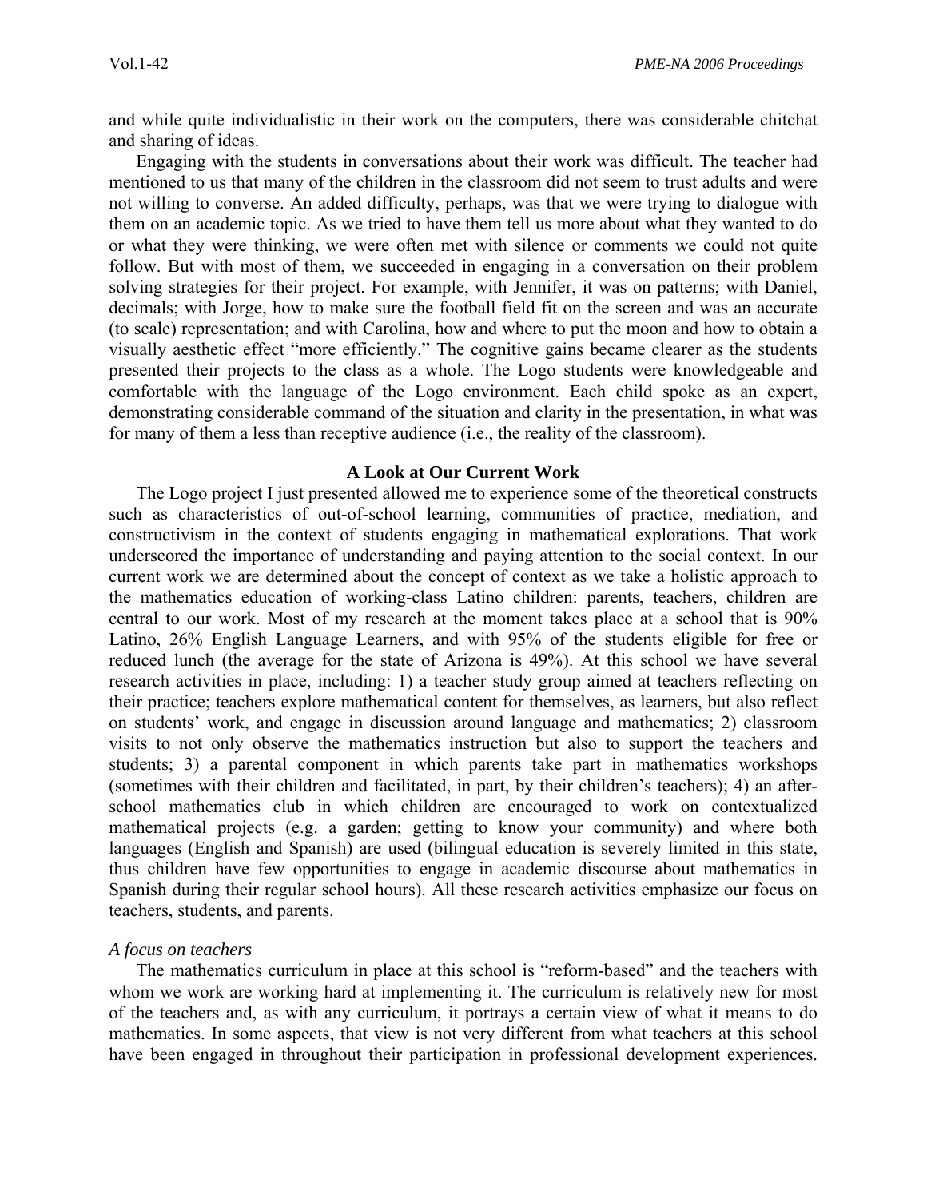and while quite individualistic in their work on the computers, there was considerable chitchat and sharing of ideas.

Engaging with the students in conversations about their work was difficult. The teacher had mentioned to us that many of the children in the classroom did not seem to trust adults and were not willing to converse. An added difficulty, perhaps, was that we were trying to dialogue with them on an academic topic. As we tried to have them tell us more about what they wanted to do or what they were thinking, we were often met with silence or comments we could not quite follow. But with most of them, we succeeded in engaging in a conversation on their problem solving strategies for their project. For example, with Jennifer, it was on patterns; with Daniel, decimals; with Jorge, how to make sure the football field fit on the screen and was an accurate (to scale) representation; and with Carolina, how and where to put the moon and how to obtain a visually aesthetic effect "more efficiently." The cognitive gains became clearer as the students presented their projects to the class as a whole. The Logo students were knowledgeable and comfortable with the language of the Logo environment. Each child spoke as an expert, demonstrating considerable command of the situation and clarity in the presentation, in what was for many of them a less than receptive audience (i.e., the reality of the classroom).

## A Look at Our Current Work

The Logo project I just presented allowed me to experience some of the theoretical constructs such as characteristics of out-of-school learning, communities of practice, mediation, and constructivism in the context of students engaging in mathematical explorations. That work underscored the importance of understanding and paying attention to the social context. In our current work we are determined about the concept of context as we take a holistic approach to the mathematics education of working-class Latino children: parents, teachers, children are central to our work. Most of my research at the moment takes place at a school that is 90% Latino, 26% English Language Learners, and with 95% of the students eligible for free or reduced lunch (the average for the state of Arizona is 49%). At this school we have several research activities in place, including: 1) a teacher study group aimed at teachers reflecting on their practice; teachers explore mathematical content for themselves, as learners, but also reflect on students' work, and engage in discussion around language and mathematics; 2) classroom visits to not only observe the mathematics instruction but also to support the teachers and students; 3) a parental component in which parents take part in mathematics workshops (sometimes with their children and facilitated, in part, by their children's teachers); 4) an after-school mathematics club in which children are encouraged to work on contextualized mathematical projects (e.g. a garden; getting to know your community) and where both languages (English and Spanish) are used (bilingual education is severely limited in this state, thus children have few opportunities to engage in academic discourse about mathematics in Spanish during their regular school hours). All these research activities emphasize our focus on teachers, students, and parents.

### *A focus on teachers*

The mathematics curriculum in place at this school is "reform-based" and the teachers with whom we work are working hard at implementing it. The curriculum is relatively new for most of the teachers and, as with any curriculum, it portrays a certain view of what it means to do mathematics. In some aspects, that view is not very different from what teachers at this school have been engaged in throughout their participation in professional development experiences.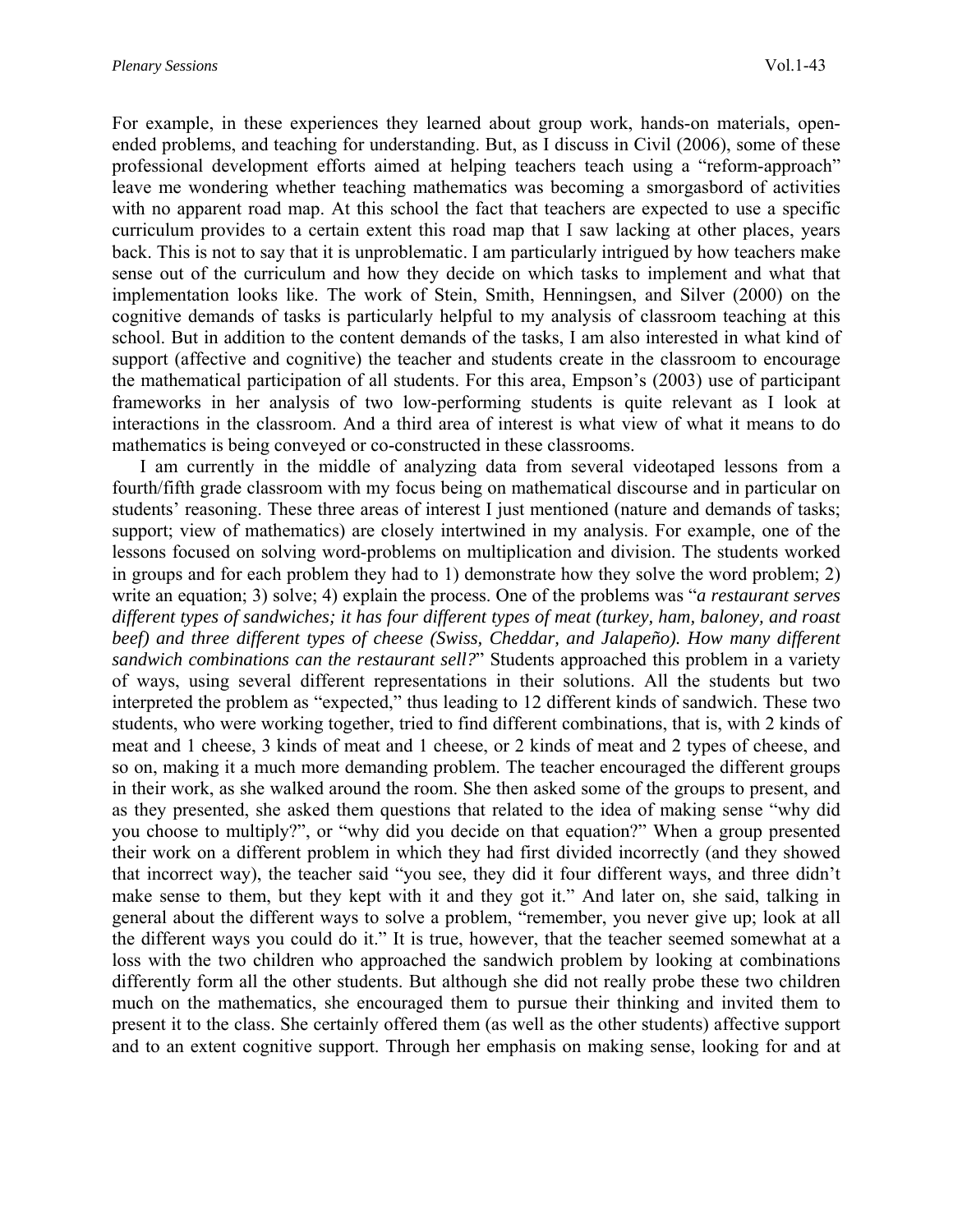For example, in these experiences they learned about group work, hands-on materials, open-ended problems, and teaching for understanding. But, as I discuss in Civil (2006), some of these professional development efforts aimed at helping teachers teach using a "reform-approach" leave me wondering whether teaching mathematics was becoming a smorgasbord of activities with no apparent road map. At this school the fact that teachers are expected to use a specific curriculum provides to a certain extent this road map that I saw lacking at other places, years back. This is not to say that it is unproblematic. I am particularly intrigued by how teachers make sense out of the curriculum and how they decide on which tasks to implement and what that implementation looks like. The work of Stein, Smith, Henningsen, and Silver (2000) on the cognitive demands of tasks is particularly helpful to my analysis of classroom teaching at this school. But in addition to the content demands of the tasks, I am also interested in what kind of support (affective and cognitive) the teacher and students create in the classroom to encourage the mathematical participation of all students. For this area, Empson's (2003) use of participant frameworks in her analysis of two low-performing students is quite relevant as I look at interactions in the classroom. And a third area of interest is what view of what it means to do mathematics is being conveyed or co-constructed in these classrooms.

I am currently in the middle of analyzing data from several videotaped lessons from a fourth/fifth grade classroom with my focus being on mathematical discourse and in particular on students' reasoning. These three areas of interest I just mentioned (nature and demands of tasks; support; view of mathematics) are closely intertwined in my analysis. For example, one of the lessons focused on solving word-problems on multiplication and division. The students worked in groups and for each problem they had to 1) demonstrate how they solve the word problem; 2) write an equation; 3) solve; 4) explain the process. One of the problems was "*a restaurant serves different types of sandwiches; it has four different types of meat (turkey, ham, baloney, and roast beef) and three different types of cheese (Swiss, Cheddar, and Jalapeño). How many different sandwich combinations can the restaurant sell?*" Students approached this problem in a variety of ways, using several different representations in their solutions. All the students but two interpreted the problem as "expected," thus leading to 12 different kinds of sandwich. These two students, who were working together, tried to find different combinations, that is, with 2 kinds of meat and 1 cheese, 3 kinds of meat and 1 cheese, or 2 kinds of meat and 2 types of cheese, and so on, making it a much more demanding problem. The teacher encouraged the different groups in their work, as she walked around the room. She then asked some of the groups to present, and as they presented, she asked them questions that related to the idea of making sense "why did you choose to multiply?", or "why did you decide on that equation?" When a group presented their work on a different problem in which they had first divided incorrectly (and they showed that incorrect way), the teacher said "you see, they did it four different ways, and three didn't make sense to them, but they kept with it and they got it." And later on, she said, talking in general about the different ways to solve a problem, "remember, you never give up; look at all the different ways you could do it." It is true, however, that the teacher seemed somewhat at a loss with the two children who approached the sandwich problem by looking at combinations differently form all the other students. But although she did not really probe these two children much on the mathematics, she encouraged them to pursue their thinking and invited them to present it to the class. She certainly offered them (as well as the other students) affective support and to an extent cognitive support. Through her emphasis on making sense, looking for and at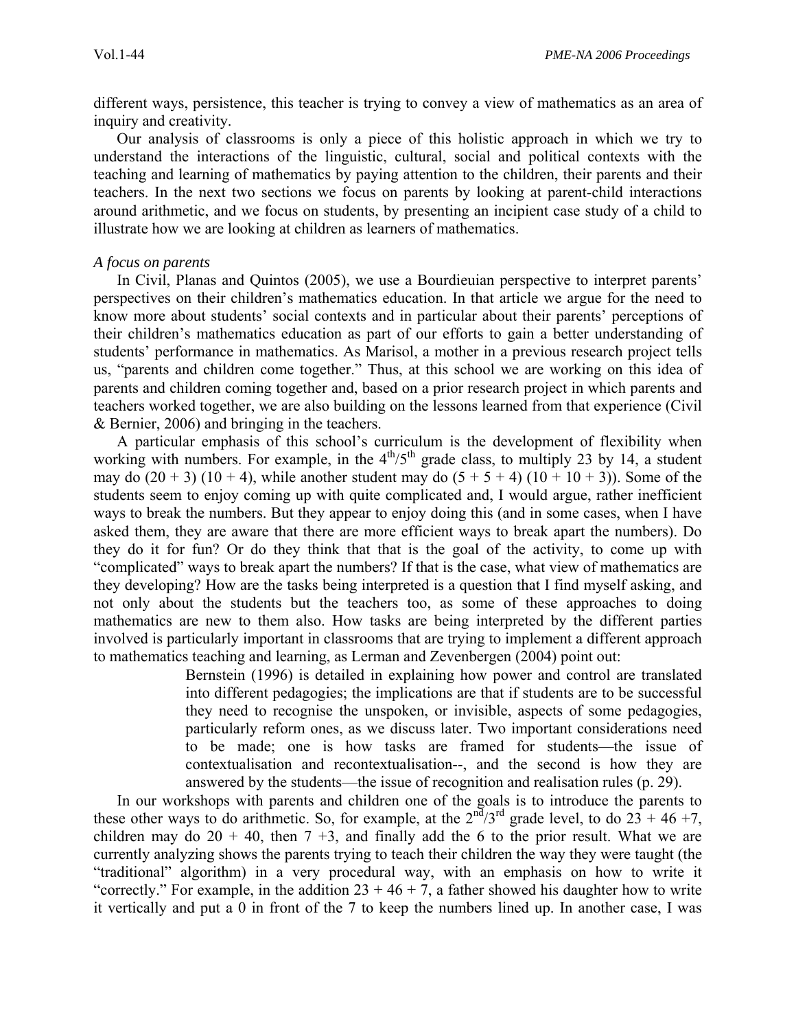different ways, persistence, this teacher is trying to convey a view of mathematics as an area of inquiry and creativity.

Our analysis of classrooms is only a piece of this holistic approach in which we try to understand the interactions of the linguistic, cultural, social and political contexts with the teaching and learning of mathematics by paying attention to the children, their parents and their teachers. In the next two sections we focus on parents by looking at parent-child interactions around arithmetic, and we focus on students, by presenting an incipient case study of a child to illustrate how we are looking at children as learners of mathematics.

*A focus on parents*

In Civil, Planas and Quintos (2005), we use a Bourdieuian perspective to interpret parents' perspectives on their children's mathematics education. In that article we argue for the need to know more about students' social contexts and in particular about their parents' perceptions of their children's mathematics education as part of our efforts to gain a better understanding of students' performance in mathematics. As Marisol, a mother in a previous research project tells us, "parents and children come together." Thus, at this school we are working on this idea of parents and children coming together and, based on a prior research project in which parents and teachers worked together, we are also building on the lessons learned from that experience (Civil & Bernier, 2006) and bringing in the teachers.

A particular emphasis of this school's curriculum is the development of flexibility when working with numbers. For example, in the $4^{th}/5^{th}$ grade class, to multiply 23 by 14, a student may do $(20 + 3)(10 + 4)$, while another student may do $(5 + 5 + 4)(10 + 10 + 3)$). Some of the students seem to enjoy coming up with quite complicated and, I would argue, rather inefficient ways to break the numbers. But they appear to enjoy doing this (and in some cases, when I have asked them, they are aware that there are more efficient ways to break apart the numbers). Do they do it for fun? Or do they think that that is the goal of the activity, to come up with "complicated" ways to break apart the numbers? If that is the case, what view of mathematics are they developing? How are the tasks being interpreted is a question that I find myself asking, and not only about the students but the teachers too, as some of these approaches to doing mathematics are new to them also. How tasks are being interpreted by the different parties involved is particularly important in classrooms that are trying to implement a different approach to mathematics teaching and learning, as Lerman and Zevenbergen (2004) point out:

> Bernstein (1996) is detailed in explaining how power and control are translated into different pedagogies; the implications are that if students are to be successful they need to recognise the unspoken, or invisible, aspects of some pedagogies, particularly reform ones, as we discuss later. Two important considerations need to be made; one is how tasks are framed for students—the issue of contextualisation and recontextualisation--, and the second is how they are answered by the students—the issue of recognition and realisation rules (p. 29).

In our workshops with parents and children one of the goals is to introduce the parents to these other ways to do arithmetic. So, for example, at the $2^{nd}/3^{rd}$ grade level, to do $23 + 46 + 7$, children may do $20 + 40$, then $7 + 3$, and finally add the 6 to the prior result. What we are currently analyzing shows the parents trying to teach their children the way they were taught (the "traditional" algorithm) in a very procedural way, with an emphasis on how to write it "correctly." For example, in the addition $23 + 46 + 7$, a father showed his daughter how to write it vertically and put a 0 in front of the 7 to keep the numbers lined up. In another case, I was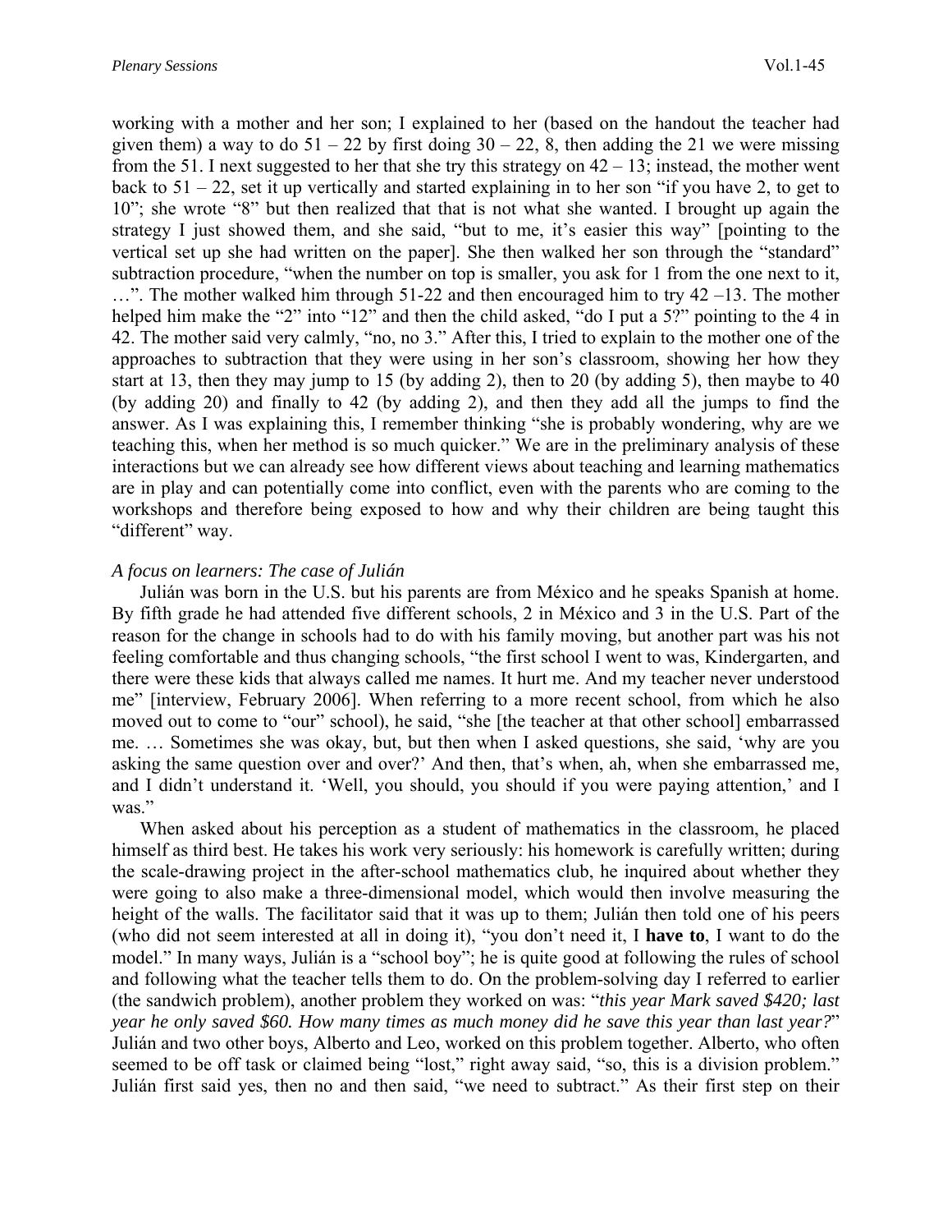working with a mother and her son; I explained to her (based on the handout the teacher had given them) a way to do 51 – 22 by first doing 30 – 22, 8, then adding the 21 we were missing from the 51. I next suggested to her that she try this strategy on 42 – 13; instead, the mother went back to 51 – 22, set it up vertically and started explaining in to her son "if you have 2, to get to 10"; she wrote "8" but then realized that that is not what she wanted. I brought up again the strategy I just showed them, and she said, "but to me, it's easier this way" [pointing to the vertical set up she had written on the paper]. She then walked her son through the "standard" subtraction procedure, "when the number on top is smaller, you ask for 1 from the one next to it, …". The mother walked him through 51-22 and then encouraged him to try 42 –13. The mother helped him make the "2" into "12" and then the child asked, "do I put a 5?" pointing to the 4 in 42. The mother said very calmly, "no, no 3." After this, I tried to explain to the mother one of the approaches to subtraction that they were using in her son's classroom, showing her how they start at 13, then they may jump to 15 (by adding 2), then to 20 (by adding 5), then maybe to 40 (by adding 20) and finally to 42 (by adding 2), and then they add all the jumps to find the answer. As I was explaining this, I remember thinking "she is probably wondering, why are we teaching this, when her method is so much quicker." We are in the preliminary analysis of these interactions but we can already see how different views about teaching and learning mathematics are in play and can potentially come into conflict, even with the parents who are coming to the workshops and therefore being exposed to how and why their children are being taught this "different" way.

*A focus on learners: The case of Julián*

Julián was born in the U.S. but his parents are from México and he speaks Spanish at home. By fifth grade he had attended five different schools, 2 in México and 3 in the U.S. Part of the reason for the change in schools had to do with his family moving, but another part was his not feeling comfortable and thus changing schools, "the first school I went to was, Kindergarten, and there were these kids that always called me names. It hurt me. And my teacher never understood me" [interview, February 2006]. When referring to a more recent school, from which he also moved out to come to "our" school), he said, "she [the teacher at that other school] embarrassed me. … Sometimes she was okay, but, but then when I asked questions, she said, 'why are you asking the same question over and over?' And then, that's when, ah, when she embarrassed me, and I didn't understand it. 'Well, you should, you should if you were paying attention,' and I was."

When asked about his perception as a student of mathematics in the classroom, he placed himself as third best. He takes his work very seriously: his homework is carefully written; during the scale-drawing project in the after-school mathematics club, he inquired about whether they were going to also make a three-dimensional model, which would then involve measuring the height of the walls. The facilitator said that it was up to them; Julián then told one of his peers (who did not seem interested at all in doing it), "you don't need it, I **have to**, I want to do the model." In many ways, Julián is a "school boy"; he is quite good at following the rules of school and following what the teacher tells them to do. On the problem-solving day I referred to earlier (the sandwich problem), another problem they worked on was: "*this year Mark saved $420; last year he only saved $60. How many times as much money did he save this year than last year?*" Julián and two other boys, Alberto and Leo, worked on this problem together. Alberto, who often seemed to be off task or claimed being "lost," right away said, "so, this is a division problem." Julián first said yes, then no and then said, "we need to subtract." As their first step on their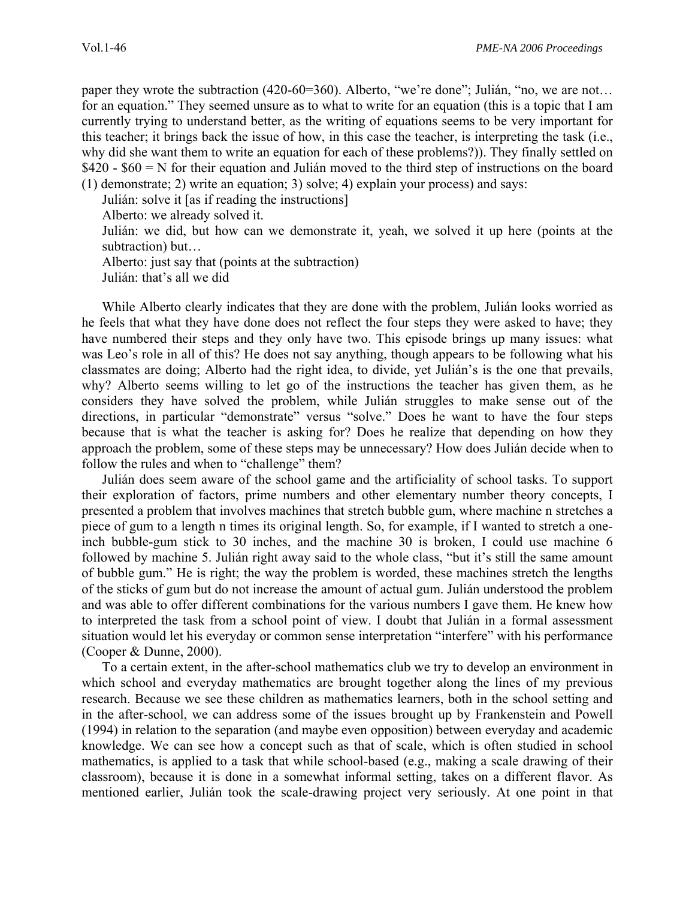paper they wrote the subtraction (420-60=360). Alberto, "we're done"; Julián, "no, we are not… for an equation." They seemed unsure as to what to write for an equation (this is a topic that I am currently trying to understand better, as the writing of equations seems to be very important for this teacher; it brings back the issue of how, in this case the teacher, is interpreting the task (i.e., why did she want them to write an equation for each of these problems?)). They finally settled on \$420 - \$60 = N for their equation and Julián moved to the third step of instructions on the board (1) demonstrate; 2) write an equation; 3) solve; 4) explain your process) and says:

Julián: solve it [as if reading the instructions]

Alberto: we already solved it.

Julián: we did, but how can we demonstrate it, yeah, we solved it up here (points at the subtraction) but…

Alberto: just say that (points at the subtraction)

Julián: that's all we did

While Alberto clearly indicates that they are done with the problem, Julián looks worried as he feels that what they have done does not reflect the four steps they were asked to have; they have numbered their steps and they only have two. This episode brings up many issues: what was Leo's role in all of this? He does not say anything, though appears to be following what his classmates are doing; Alberto had the right idea, to divide, yet Julián's is the one that prevails, why? Alberto seems willing to let go of the instructions the teacher has given them, as he considers they have solved the problem, while Julián struggles to make sense out of the directions, in particular "demonstrate" versus "solve." Does he want to have the four steps because that is what the teacher is asking for? Does he realize that depending on how they approach the problem, some of these steps may be unnecessary? How does Julián decide when to follow the rules and when to "challenge" them?

Julián does seem aware of the school game and the artificiality of school tasks. To support their exploration of factors, prime numbers and other elementary number theory concepts, I presented a problem that involves machines that stretch bubble gum, where machine n stretches a piece of gum to a length n times its original length. So, for example, if I wanted to stretch a one-inch bubble-gum stick to 30 inches, and the machine 30 is broken, I could use machine 6 followed by machine 5. Julián right away said to the whole class, "but it's still the same amount of bubble gum." He is right; the way the problem is worded, these machines stretch the lengths of the sticks of gum but do not increase the amount of actual gum. Julián understood the problem and was able to offer different combinations for the various numbers I gave them. He knew how to interpreted the task from a school point of view. I doubt that Julián in a formal assessment situation would let his everyday or common sense interpretation "interfere" with his performance (Cooper & Dunne, 2000).

To a certain extent, in the after-school mathematics club we try to develop an environment in which school and everyday mathematics are brought together along the lines of my previous research. Because we see these children as mathematics learners, both in the school setting and in the after-school, we can address some of the issues brought up by Frankenstein and Powell (1994) in relation to the separation (and maybe even opposition) between everyday and academic knowledge. We can see how a concept such as that of scale, which is often studied in school mathematics, is applied to a task that while school-based (e.g., making a scale drawing of their classroom), because it is done in a somewhat informal setting, takes on a different flavor. As mentioned earlier, Julián took the scale-drawing project very seriously. At one point in that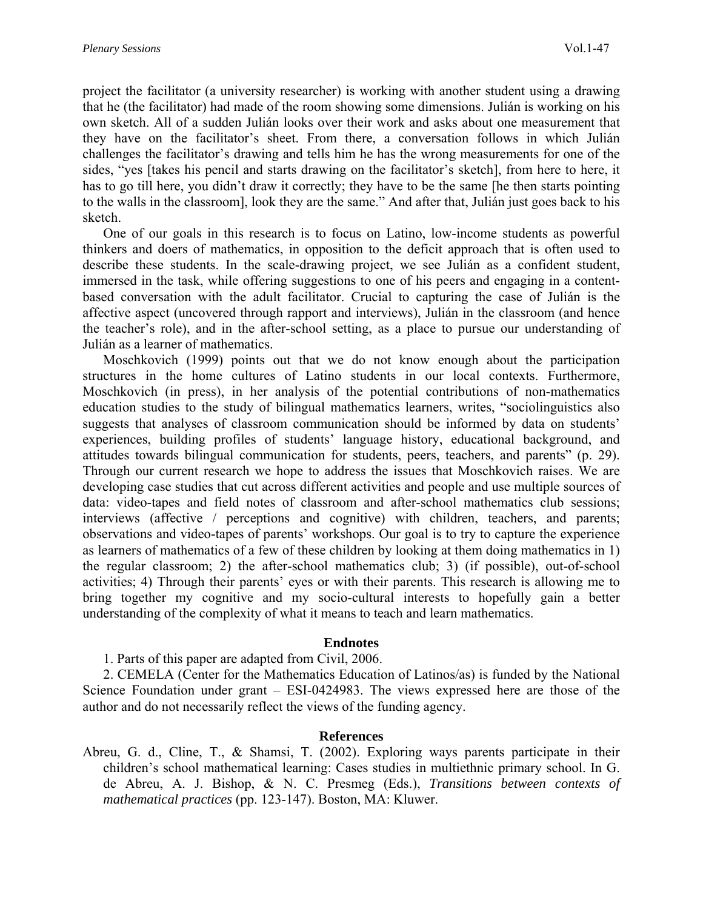project the facilitator (a university researcher) is working with another student using a drawing that he (the facilitator) had made of the room showing some dimensions. Julián is working on his own sketch. All of a sudden Julián looks over their work and asks about one measurement that they have on the facilitator's sheet. From there, a conversation follows in which Julián challenges the facilitator's drawing and tells him he has the wrong measurements for one of the sides, "yes [takes his pencil and starts drawing on the facilitator's sketch], from here to here, it has to go till here, you didn't draw it correctly; they have to be the same [he then starts pointing to the walls in the classroom], look they are the same." And after that, Julián just goes back to his sketch.

One of our goals in this research is to focus on Latino, low-income students as powerful thinkers and doers of mathematics, in opposition to the deficit approach that is often used to describe these students. In the scale-drawing project, we see Julián as a confident student, immersed in the task, while offering suggestions to one of his peers and engaging in a content-based conversation with the adult facilitator. Crucial to capturing the case of Julián is the affective aspect (uncovered through rapport and interviews), Julián in the classroom (and hence the teacher's role), and in the after-school setting, as a place to pursue our understanding of Julián as a learner of mathematics.

Moschkovich (1999) points out that we do not know enough about the participation structures in the home cultures of Latino students in our local contexts. Furthermore, Moschkovich (in press), in her analysis of the potential contributions of non-mathematics education studies to the study of bilingual mathematics learners, writes, "sociolinguistics also suggests that analyses of classroom communication should be informed by data on students' experiences, building profiles of students' language history, educational background, and attitudes towards bilingual communication for students, peers, teachers, and parents" (p. 29). Through our current research we hope to address the issues that Moschkovich raises. We are developing case studies that cut across different activities and people and use multiple sources of data: video-tapes and field notes of classroom and after-school mathematics club sessions; interviews (affective / perceptions and cognitive) with children, teachers, and parents; observations and video-tapes of parents' workshops. Our goal is to try to capture the experience as learners of mathematics of a few of these children by looking at them doing mathematics in 1) the regular classroom; 2) the after-school mathematics club; 3) (if possible), out-of-school activities; 4) Through their parents' eyes or with their parents. This research is allowing me to bring together my cognitive and my socio-cultural interests to hopefully gain a better understanding of the complexity of what it means to teach and learn mathematics.

## Endnotes

1. Parts of this paper are adapted from Civil, 2006.

2. CEMELA (Center for the Mathematics Education of Latinos/as) is funded by the National Science Foundation under grant – ESI-0424983. The views expressed here are those of the author and do not necessarily reflect the views of the funding agency.

## References

Abreu, G. d., Cline, T., & Shamsi, T. (2002). Exploring ways parents participate in their children's school mathematical learning: Cases studies in multiethnic primary school. In G. de Abreu, A. J. Bishop, & N. C. Presmeg (Eds.), *Transitions between contexts of mathematical practices* (pp. 123-147). Boston, MA: Kluwer.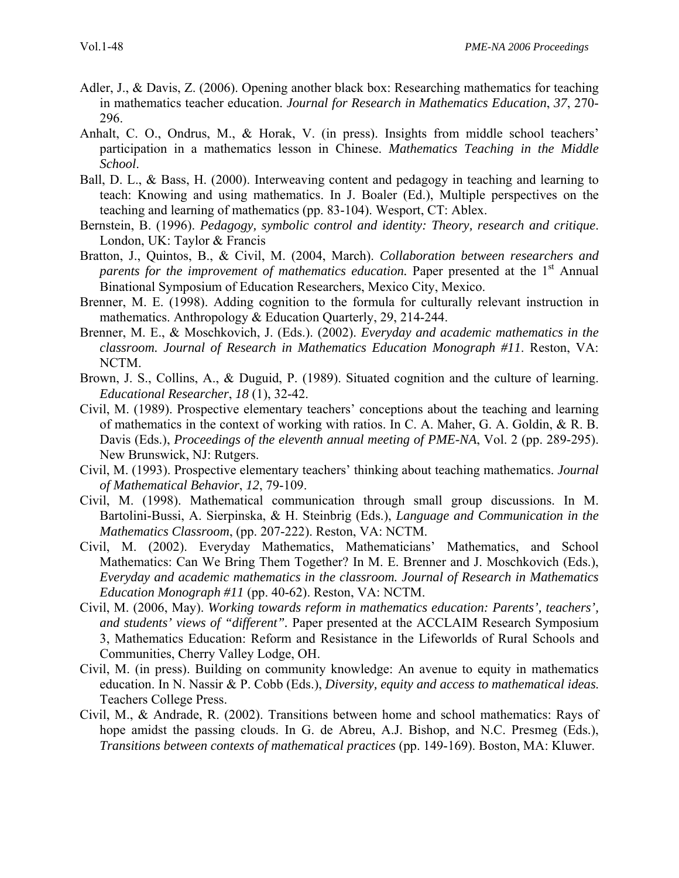Adler, J., & Davis, Z. (2006). Opening another black box: Researching mathematics for teaching in mathematics teacher education. *Journal for Research in Mathematics Education*, *37*, 270-296.

Anhalt, C. O., Ondrus, M., & Horak, V. (in press). Insights from middle school teachers' participation in a mathematics lesson in Chinese. *Mathematics Teaching in the Middle School*.

Ball, D. L., & Bass, H. (2000). Interweaving content and pedagogy in teaching and learning to teach: Knowing and using mathematics. In J. Boaler (Ed.), Multiple perspectives on the teaching and learning of mathematics (pp. 83-104). Wesport, CT: Ablex.

Bernstein, B. (1996). *Pedagogy, symbolic control and identity: Theory, research and critique*. London, UK: Taylor & Francis

Bratton, J., Quintos, B., & Civil, M. (2004, March). *Collaboration between researchers and parents for the improvement of mathematics education.* Paper presented at the 1st Annual Binational Symposium of Education Researchers, Mexico City, Mexico.

Brenner, M. E. (1998). Adding cognition to the formula for culturally relevant instruction in mathematics. Anthropology & Education Quarterly, 29, 214-244.

Brenner, M. E., & Moschkovich, J. (Eds.). (2002). *Everyday and academic mathematics in the classroom. Journal of Research in Mathematics Education Monograph #11*. Reston, VA: NCTM.

Brown, J. S., Collins, A., & Duguid, P. (1989). Situated cognition and the culture of learning. *Educational Researcher*, *18* (1), 32-42.

Civil, M. (1989). Prospective elementary teachers' conceptions about the teaching and learning of mathematics in the context of working with ratios. In C. A. Maher, G. A. Goldin, & R. B. Davis (Eds.), *Proceedings of the eleventh annual meeting of PME-NA*, Vol. 2 (pp. 289-295). New Brunswick, NJ: Rutgers.

Civil, M. (1993). Prospective elementary teachers' thinking about teaching mathematics. *Journal of Mathematical Behavior*, *12*, 79-109.

Civil, M. (1998). Mathematical communication through small group discussions. In M. Bartolini-Bussi, A. Sierpinska, & H. Steinbrig (Eds.), *Language and Communication in the Mathematics Classroom*, (pp. 207-222). Reston, VA: NCTM.

Civil, M. (2002). Everyday Mathematics, Mathematicians' Mathematics, and School Mathematics: Can We Bring Them Together? In M. E. Brenner and J. Moschkovich (Eds.), *Everyday and academic mathematics in the classroom. Journal of Research in Mathematics Education Monograph #11* (pp. 40-62). Reston, VA: NCTM.

Civil, M. (2006, May). *Working towards reform in mathematics education: Parents', teachers', and students' views of "different".* Paper presented at the ACCLAIM Research Symposium 3, Mathematics Education: Reform and Resistance in the Lifeworlds of Rural Schools and Communities, Cherry Valley Lodge, OH.

Civil, M. (in press). Building on community knowledge: An avenue to equity in mathematics education. In N. Nassir & P. Cobb (Eds.), *Diversity, equity and access to mathematical ideas.* Teachers College Press.

Civil, M., & Andrade, R. (2002). Transitions between home and school mathematics: Rays of hope amidst the passing clouds. In G. de Abreu, A.J. Bishop, and N.C. Presmeg (Eds.), *Transitions between contexts of mathematical practices* (pp. 149-169). Boston, MA: Kluwer.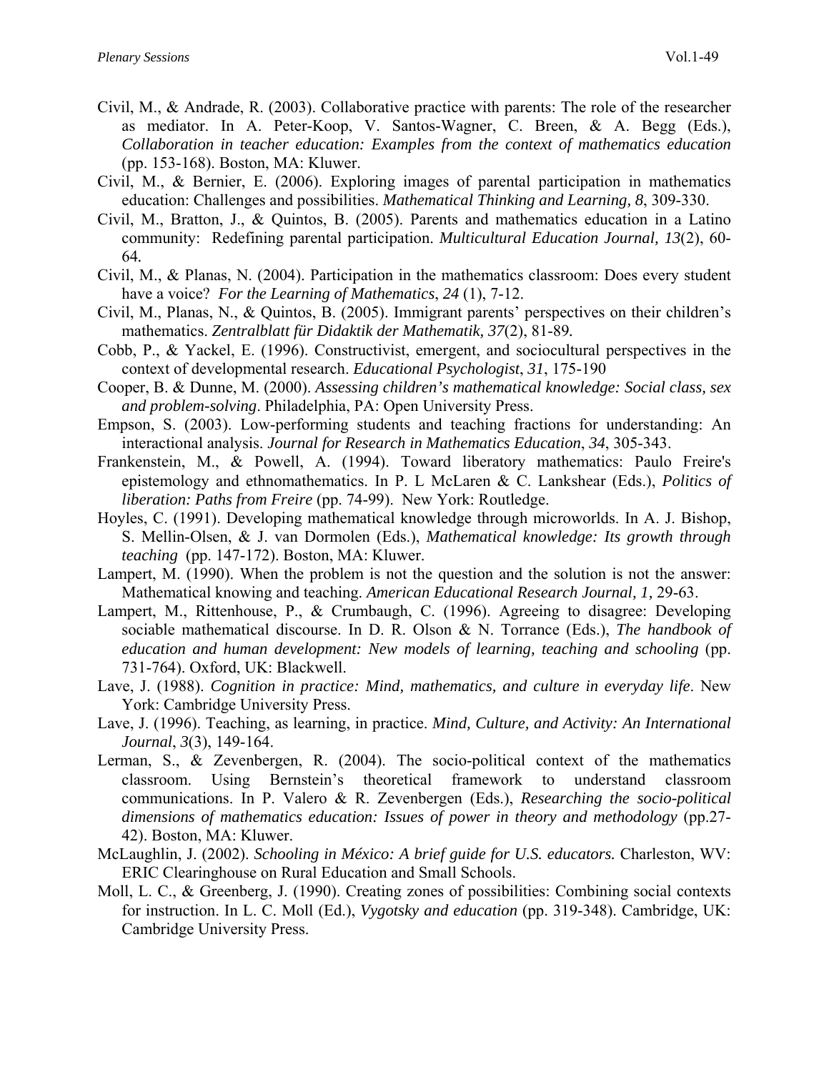Civil, M., & Andrade, R. (2003). Collaborative practice with parents: The role of the researcher as mediator. In A. Peter-Koop, V. Santos-Wagner, C. Breen, & A. Begg (Eds.), *Collaboration in teacher education: Examples from the context of mathematics education* (pp. 153-168). Boston, MA: Kluwer.

Civil, M., & Bernier, E. (2006). Exploring images of parental participation in mathematics education: Challenges and possibilities. *Mathematical Thinking and Learning, 8*, 309-330.

Civil, M., Bratton, J., & Quintos, B. (2005). Parents and mathematics education in a Latino community: Redefining parental participation. *Multicultural Education Journal, 13*(2), 60-64.

Civil, M., & Planas, N. (2004). Participation in the mathematics classroom: Does every student have a voice? *For the Learning of Mathematics*, *24* (1), 7-12.

Civil, M., Planas, N., & Quintos, B. (2005). Immigrant parents' perspectives on their children's mathematics. *Zentralblatt für Didaktik der Mathematik, 37*(2), 81-89.

Cobb, P., & Yackel, E. (1996). Constructivist, emergent, and sociocultural perspectives in the context of developmental research. *Educational Psychologist*, *31*, 175-190

Cooper, B. & Dunne, M. (2000). *Assessing children's mathematical knowledge: Social class, sex and problem-solving*. Philadelphia, PA: Open University Press.

Empson, S. (2003). Low-performing students and teaching fractions for understanding: An interactional analysis. *Journal for Research in Mathematics Education*, *34*, 305-343.

Frankenstein, M., & Powell, A. (1994). Toward liberatory mathematics: Paulo Freire's epistemology and ethnomathematics. In P. L McLaren & C. Lankshear (Eds.), *Politics of liberation: Paths from Freire* (pp. 74-99). New York: Routledge.

Hoyles, C. (1991). Developing mathematical knowledge through microworlds. In A. J. Bishop, S. Mellin-Olsen, & J. van Dormolen (Eds.), *Mathematical knowledge: Its growth through teaching* (pp. 147-172). Boston, MA: Kluwer.

Lampert, M. (1990). When the problem is not the question and the solution is not the answer: Mathematical knowing and teaching. *American Educational Research Journal, 1,* 29-63.

Lampert, M., Rittenhouse, P., & Crumbaugh, C. (1996). Agreeing to disagree: Developing sociable mathematical discourse. In D. R. Olson & N. Torrance (Eds.), *The handbook of education and human development: New models of learning, teaching and schooling* (pp. 731-764). Oxford, UK: Blackwell.

Lave, J. (1988). *Cognition in practice: Mind, mathematics, and culture in everyday life*. New York: Cambridge University Press.

Lave, J. (1996). Teaching, as learning, in practice. *Mind, Culture, and Activity: An International Journal*, *3*(3), 149-164.

Lerman, S., & Zevenbergen, R. (2004). The socio-political context of the mathematics classroom. Using Bernstein's theoretical framework to understand classroom communications. In P. Valero & R. Zevenbergen (Eds.), *Researching the socio-political dimensions of mathematics education: Issues of power in theory and methodology* (pp.27-42). Boston, MA: Kluwer.

McLaughlin, J. (2002). *Schooling in México: A brief guide for U.S. educators.* Charleston, WV: ERIC Clearinghouse on Rural Education and Small Schools.

Moll, L. C., & Greenberg, J. (1990). Creating zones of possibilities: Combining social contexts for instruction. In L. C. Moll (Ed.), *Vygotsky and education* (pp. 319-348). Cambridge, UK: Cambridge University Press.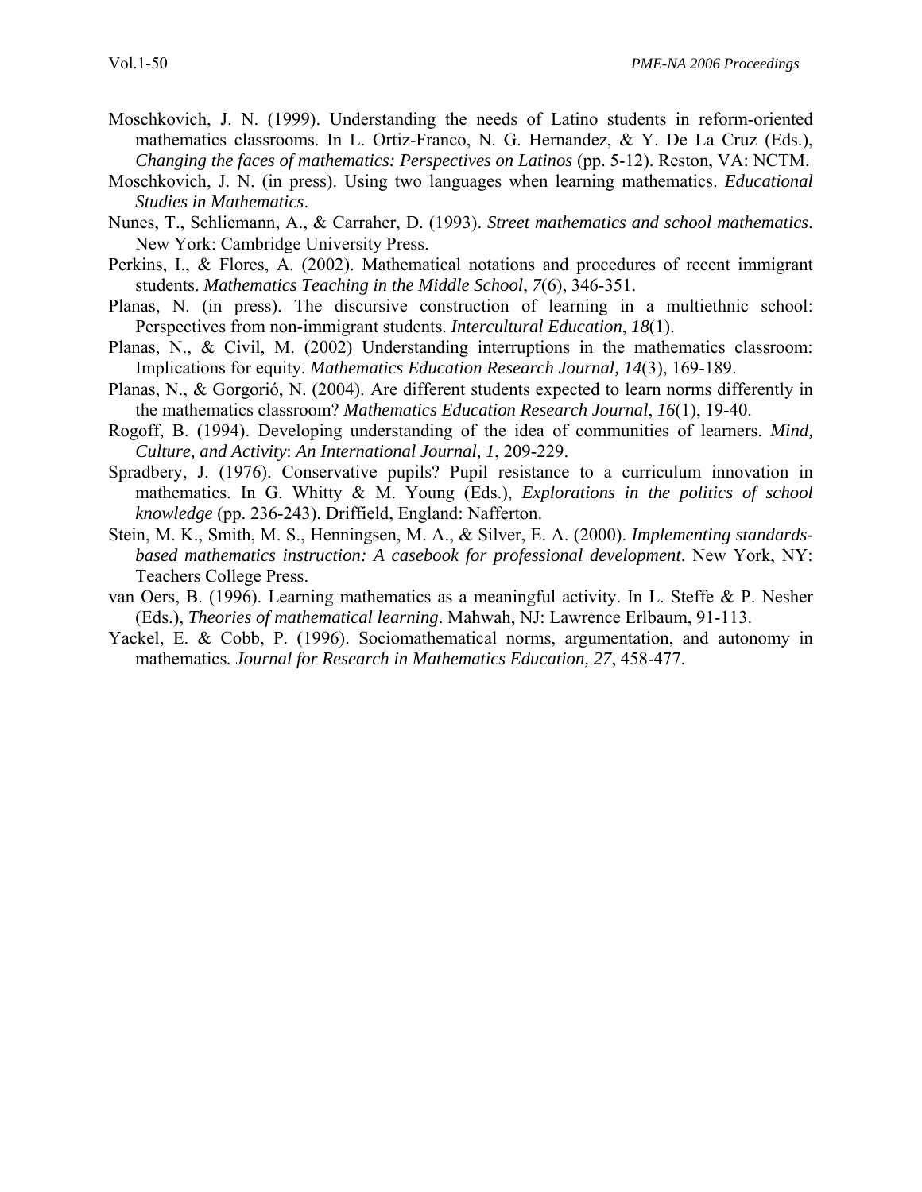Moschkovich, J. N. (1999). Understanding the needs of Latino students in reform-oriented mathematics classrooms. In L. Ortiz-Franco, N. G. Hernandez, & Y. De La Cruz (Eds.), *Changing the faces of mathematics: Perspectives on Latinos* (pp. 5-12). Reston, VA: NCTM.

Moschkovich, J. N. (in press). Using two languages when learning mathematics. *Educational Studies in Mathematics*.

Nunes, T., Schliemann, A., & Carraher, D. (1993). *Street mathematics and school mathematics*. New York: Cambridge University Press.

Perkins, I., & Flores, A. (2002). Mathematical notations and procedures of recent immigrant students. *Mathematics Teaching in the Middle School*, *7*(6), 346-351.

Planas, N. (in press). The discursive construction of learning in a multiethnic school: Perspectives from non-immigrant students. *Intercultural Education*, *18*(1).

Planas, N., & Civil, M. (2002) Understanding interruptions in the mathematics classroom: Implications for equity. *Mathematics Education Research Journal, 14*(3), 169-189.

Planas, N., & Gorgorió, N. (2004). Are different students expected to learn norms differently in the mathematics classroom? *Mathematics Education Research Journal*, *16*(1), 19-40.

Rogoff, B. (1994). Developing understanding of the idea of communities of learners. *Mind, Culture, and Activity*: *An International Journal, 1*, 209-229.

Spradbery, J. (1976). Conservative pupils? Pupil resistance to a curriculum innovation in mathematics. In G. Whitty & M. Young (Eds.), *Explorations in the politics of school knowledge* (pp. 236-243). Driffield, England: Nafferton.

Stein, M. K., Smith, M. S., Henningsen, M. A., & Silver, E. A. (2000). *Implementing standards-based mathematics instruction: A casebook for professional development*. New York, NY: Teachers College Press.

van Oers, B. (1996). Learning mathematics as a meaningful activity. In L. Steffe & P. Nesher (Eds.), *Theories of mathematical learning*. Mahwah, NJ: Lawrence Erlbaum, 91-113.

Yackel, E. & Cobb, P. (1996). Sociomathematical norms, argumentation, and autonomy in mathematics*. Journal for Research in Mathematics Education, 27*, 458-477.